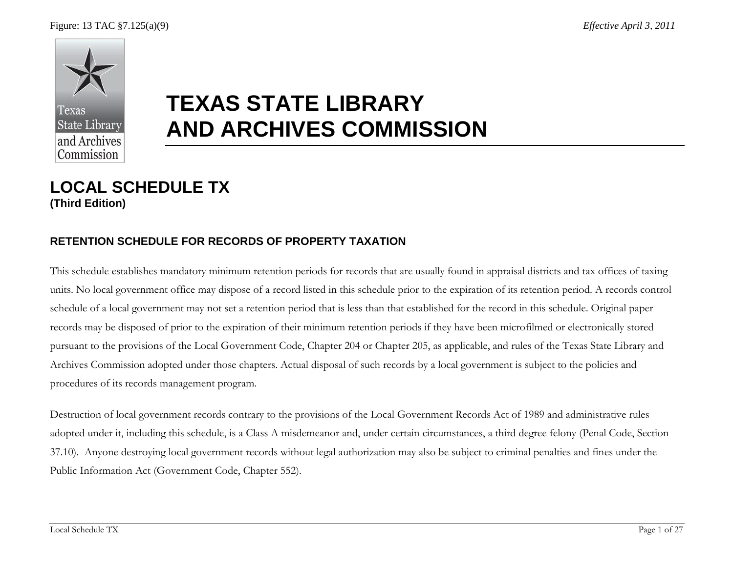Figure: 13 TAC §7.125(a)(9)

*Effective April 3, 2011*

# TEXAS STATE LIBRARY AND ARCHIVES COMMISSION

## LOCAL SCHEDULE TX
**(Third Edition)**

### RETENTION SCHEDULE FOR RECORDS OF PROPERTY TAXATION

This schedule establishes mandatory minimum retention periods for records that are usually found in appraisal districts and tax offices of taxing units. No local government office may dispose of a record listed in this schedule prior to the expiration of its retention period. A records control schedule of a local government may not set a retention period that is less than that established for the record in this schedule. Original paper records may be disposed of prior to the expiration of their minimum retention periods if they have been microfilmed or electronically stored pursuant to the provisions of the Local Government Code, Chapter 204 or Chapter 205, as applicable, and rules of the Texas State Library and Archives Commission adopted under those chapters. Actual disposal of such records by a local government is subject to the policies and procedures of its records management program.

Destruction of local government records contrary to the provisions of the Local Government Records Act of 1989 and administrative rules adopted under it, including this schedule, is a Class A misdemeanor and, under certain circumstances, a third degree felony (Penal Code, Section 37.10). Anyone destroying local government records without legal authorization may also be subject to criminal penalties and fines under the Public Information Act (Government Code, Chapter 552).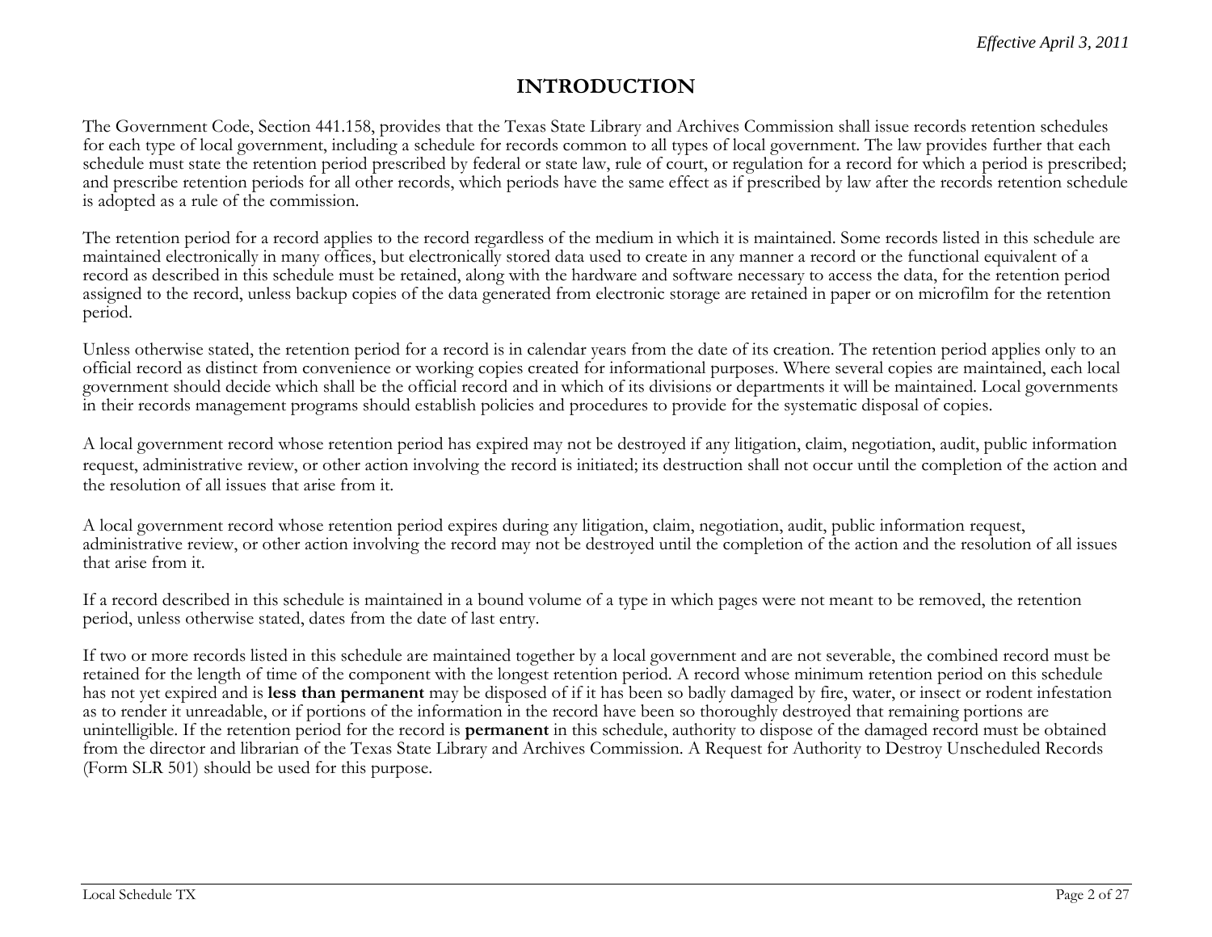*Effective April 3, 2011*

# INTRODUCTION

The Government Code, Section 441.158, provides that the Texas State Library and Archives Commission shall issue records retention schedules for each type of local government, including a schedule for records common to all types of local government. The law provides further that each schedule must state the retention period prescribed by federal or state law, rule of court, or regulation for a record for which a period is prescribed; and prescribe retention periods for all other records, which periods have the same effect as if prescribed by law after the records retention schedule is adopted as a rule of the commission.

The retention period for a record applies to the record regardless of the medium in which it is maintained. Some records listed in this schedule are maintained electronically in many offices, but electronically stored data used to create in any manner a record or the functional equivalent of a record as described in this schedule must be retained, along with the hardware and software necessary to access the data, for the retention period assigned to the record, unless backup copies of the data generated from electronic storage are retained in paper or on microfilm for the retention period.

Unless otherwise stated, the retention period for a record is in calendar years from the date of its creation. The retention period applies only to an official record as distinct from convenience or working copies created for informational purposes. Where several copies are maintained, each local government should decide which shall be the official record and in which of its divisions or departments it will be maintained. Local governments in their records management programs should establish policies and procedures to provide for the systematic disposal of copies.

A local government record whose retention period has expired may not be destroyed if any litigation, claim, negotiation, audit, public information request, administrative review, or other action involving the record is initiated; its destruction shall not occur until the completion of the action and the resolution of all issues that arise from it.

A local government record whose retention period expires during any litigation, claim, negotiation, audit, public information request, administrative review, or other action involving the record may not be destroyed until the completion of the action and the resolution of all issues that arise from it.

If a record described in this schedule is maintained in a bound volume of a type in which pages were not meant to be removed, the retention period, unless otherwise stated, dates from the date of last entry.

If two or more records listed in this schedule are maintained together by a local government and are not severable, the combined record must be retained for the length of time of the component with the longest retention period. A record whose minimum retention period on this schedule has not yet expired and is **less than permanent** may be disposed of if it has been so badly damaged by fire, water, or insect or rodent infestation as to render it unreadable, or if portions of the information in the record have been so thoroughly destroyed that remaining portions are unintelligible. If the retention period for the record is **permanent** in this schedule, authority to dispose of the damaged record must be obtained from the director and librarian of the Texas State Library and Archives Commission. A Request for Authority to Destroy Unscheduled Records (Form SLR 501) should be used for this purpose.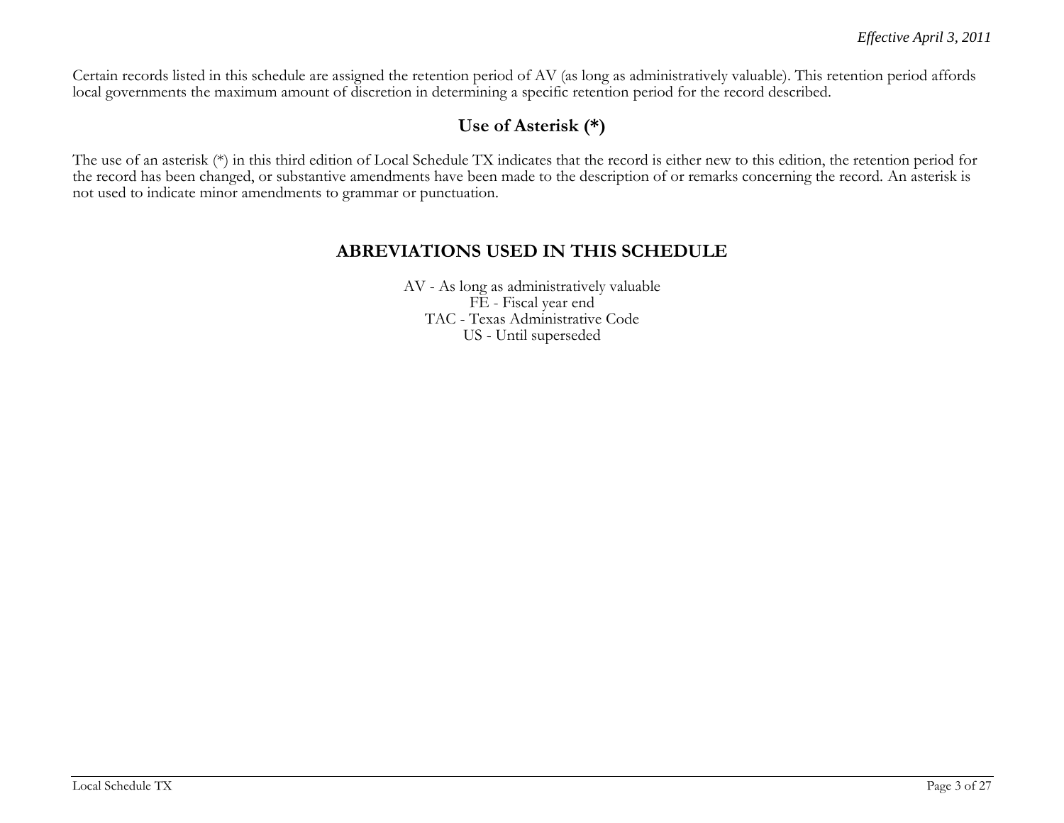Certain records listed in this schedule are assigned the retention period of AV (as long as administratively valuable). This retention period affords local governments the maximum amount of discretion in determining a specific retention period for the record described.

## Use of Asterisk (*)

The use of an asterisk (*) in this third edition of Local Schedule TX indicates that the record is either new to this edition, the retention period for the record has been changed, or substantive amendments have been made to the description of or remarks concerning the record. An asterisk is not used to indicate minor amendments to grammar or punctuation.

## ABREVIATIONS USED IN THIS SCHEDULE

AV - As long as administratively valuable
FE - Fiscal year end
TAC - Texas Administrative Code
US - Until superseded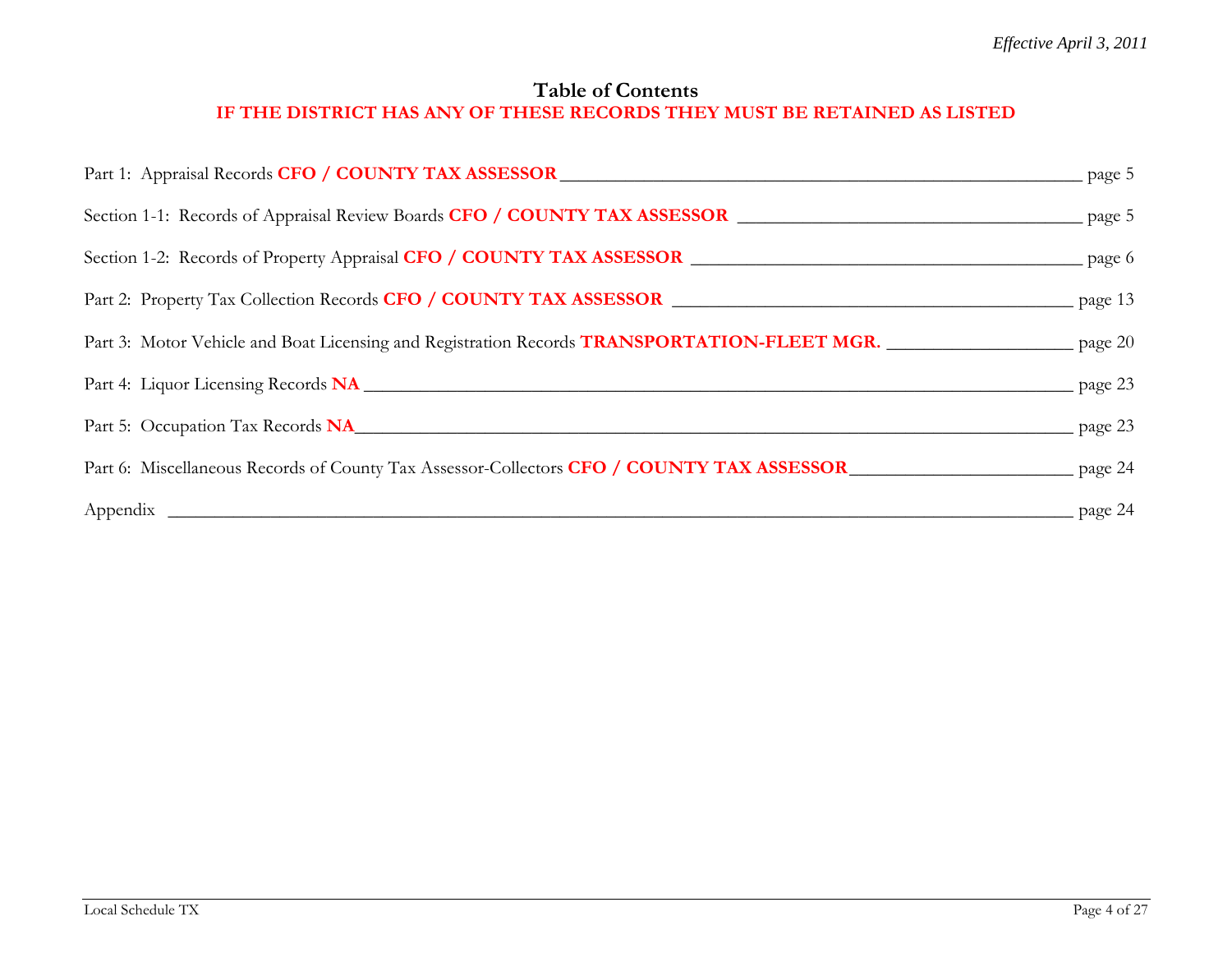*Effective April 3, 2011*

# Table of Contents

**IF THE DISTRICT HAS ANY OF THESE RECORDS THEY MUST BE RETAINED AS LISTED**

Part 1: Appraisal Records **CFO / COUNTY TAX ASSESSOR** _______________ page 5

Section 1-1: Records of Appraisal Review Boards **CFO / COUNTY TAX ASSESSOR** _______________ page 5

Section 1-2: Records of Property Appraisal **CFO / COUNTY TAX ASSESSOR** _______________ page 6

Part 2: Property Tax Collection Records **CFO / COUNTY TAX ASSESSOR** _______________ page 13

Part 3: Motor Vehicle and Boat Licensing and Registration Records **TRANSPORTATION-FLEET MGR.** _______________ page 20

Part 4: Liquor Licensing Records **NA** _______________ page 23

Part 5: Occupation Tax Records **NA** _______________ page 23

Part 6: Miscellaneous Records of County Tax Assessor-Collectors **CFO / COUNTY TAX ASSESSOR** _______________ page 24

Appendix _______________ page 24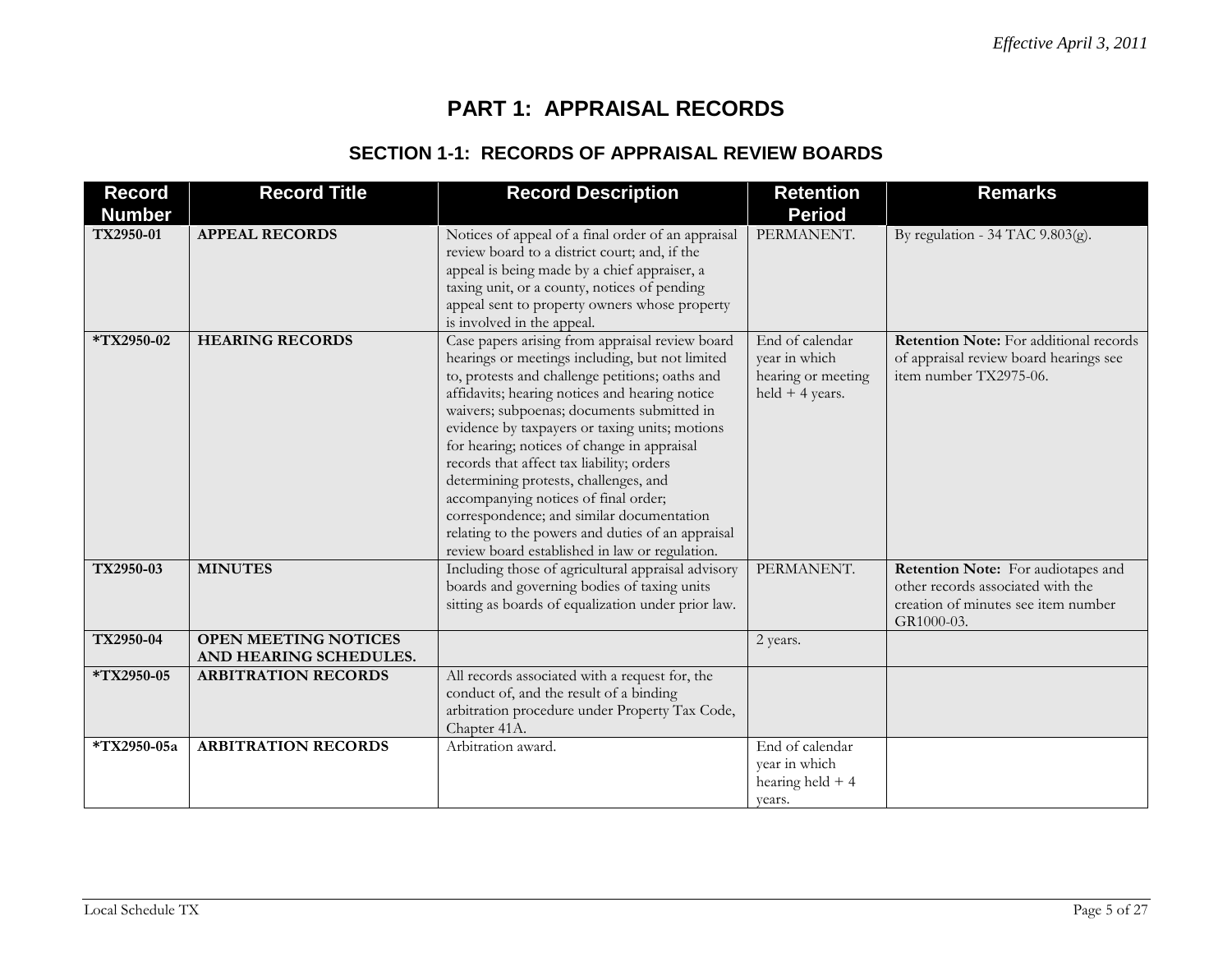*Effective April 3, 2011*

# PART 1: APPRAISAL RECORDS

## SECTION 1-1: RECORDS OF APPRAISAL REVIEW BOARDS

| Record Number | Record Title | Record Description | Retention Period | Remarks |
|---|---|---|---|---|
| **TX2950-01** | **APPEAL RECORDS** | Notices of appeal of a final order of an appraisal review board to a district court; and, if the appeal is being made by a chief appraiser, a taxing unit, or a county, notices of pending appeal sent to property owners whose property is involved in the appeal. | PERMANENT. | By regulation - 34 TAC 9.803(g). |
| **\*TX2950-02** | **HEARING RECORDS** | Case papers arising from appraisal review board hearings or meetings including, but not limited to, protests and challenge petitions; oaths and affidavits; hearing notices and hearing notice waivers; subpoenas; documents submitted in evidence by taxpayers or taxing units; motions for hearing; notices of change in appraisal records that affect tax liability; orders determining protests, challenges, and accompanying notices of final order; correspondence; and similar documentation relating to the powers and duties of an appraisal review board established in law or regulation. | End of calendar year in which hearing or meeting held + 4 years. | **Retention Note:** For additional records of appraisal review board hearings see item number TX2975-06. |
| **TX2950-03** | **MINUTES** | Including those of agricultural appraisal advisory boards and governing bodies of taxing units sitting as boards of equalization under prior law. | PERMANENT. | **Retention Note:** For audiotapes and other records associated with the creation of minutes see item number GR1000-03. |
| **TX2950-04** | **OPEN MEETING NOTICES AND HEARING SCHEDULES.** | | 2 years. | |
| **\*TX2950-05** | **ARBITRATION RECORDS** | All records associated with a request for, the conduct of, and the result of a binding arbitration procedure under Property Tax Code, Chapter 41A. | | |
| **\*TX2950-05a** | **ARBITRATION RECORDS** | Arbitration award. | End of calendar year in which hearing held + 4 years. | |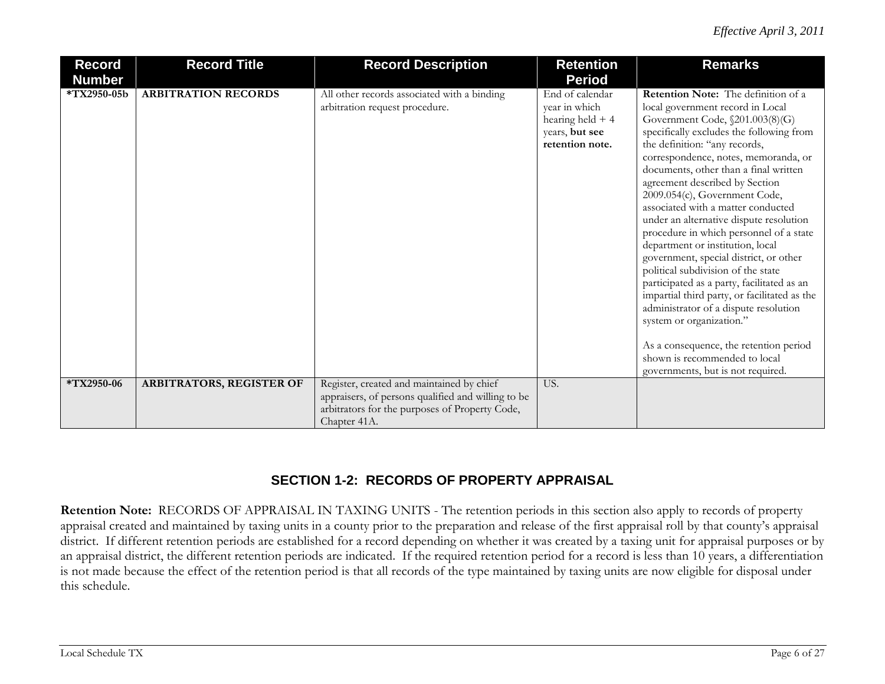| Record Number | Record Title | Record Description | Retention Period | Remarks |
|---|---|---|---|---|
| ***TX2950-05b** | **ARBITRATION RECORDS** | All other records associated with a binding arbitration request procedure. | End of calendar year in which hearing held + 4 years, **but see retention note.** | **Retention Note:** The definition of a local government record in Local Government Code, §201.003(8)(G) specifically excludes the following from the definition: "any records, correspondence, notes, memoranda, or documents, other than a final written agreement described by Section 2009.054(c), Government Code, associated with a matter conducted under an alternative dispute resolution procedure in which personnel of a state department or institution, local government, special district, or other political subdivision of the state participated as a party, facilitated as an impartial third party, or facilitated as the administrator of a dispute resolution system or organization."<br><br>As a consequence, the retention period shown is recommended to local governments, but is not required. |
| ***TX2950-06** | **ARBITRATORS, REGISTER OF** | Register, created and maintained by chief appraisers, of persons qualified and willing to be arbitrators for the purposes of Property Code, Chapter 41A. | US. | |

## SECTION 1-2: RECORDS OF PROPERTY APPRAISAL

**Retention Note:** RECORDS OF APPRAISAL IN TAXING UNITS - The retention periods in this section also apply to records of property appraisal created and maintained by taxing units in a county prior to the preparation and release of the first appraisal roll by that county's appraisal district. If different retention periods are established for a record depending on whether it was created by a taxing unit for appraisal purposes or by an appraisal district, the different retention periods are indicated. If the required retention period for a record is less than 10 years, a differentiation is not made because the effect of the retention period is that all records of the type maintained by taxing units are now eligible for disposal under this schedule.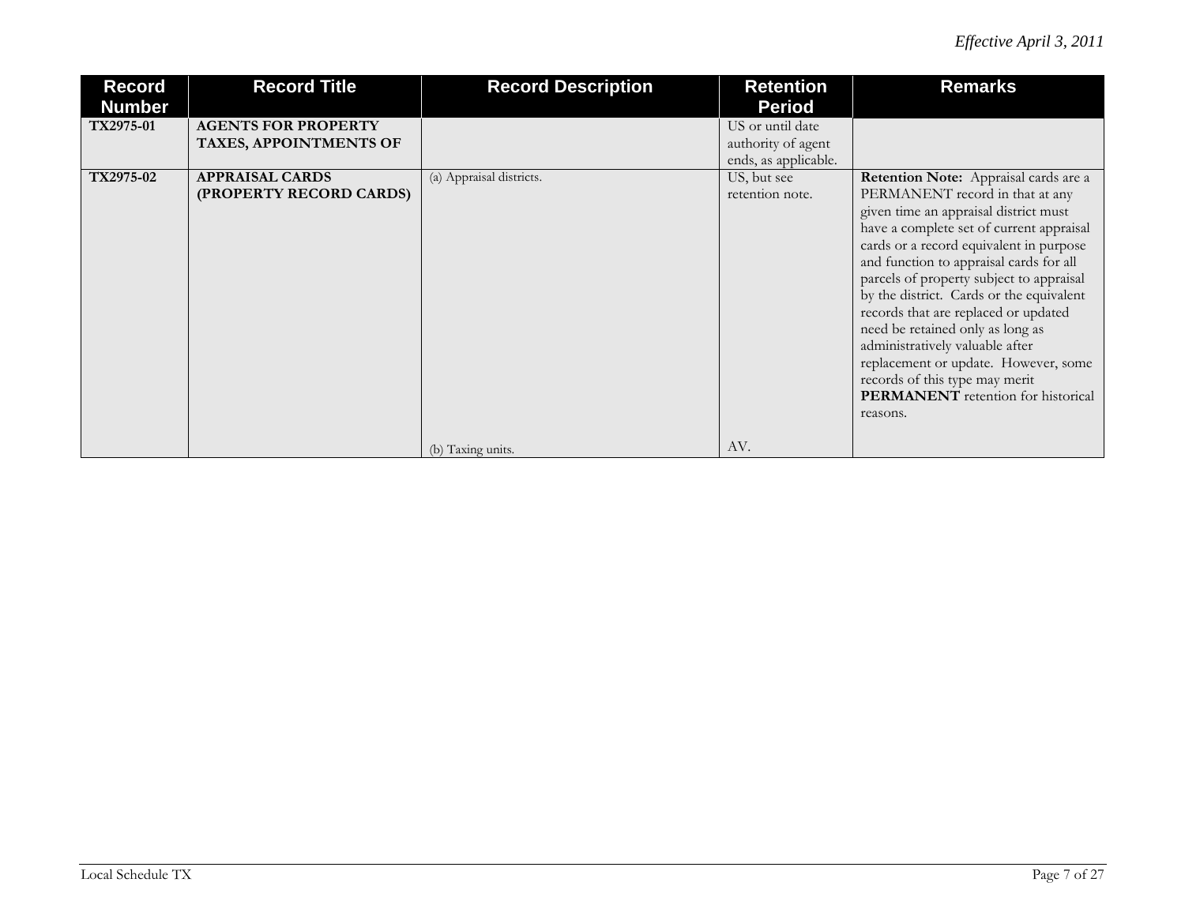| Record Number | Record Title | Record Description | Retention Period | Remarks |
|---|---|---|---|---|
| **TX2975-01** | **AGENTS FOR PROPERTY TAXES, APPOINTMENTS OF** | | US or until date authority of agent ends, as applicable. | |
| **TX2975-02** | **APPRAISAL CARDS (PROPERTY RECORD CARDS)** | (a) Appraisal districts. | US, but see retention note. | **Retention Note:** Appraisal cards are a PERMANENT record in that at any given time an appraisal district must have a complete set of current appraisal cards or a record equivalent in purpose and function to appraisal cards for all parcels of property subject to appraisal by the district. Cards or the equivalent records that are replaced or updated need be retained only as long as administratively valuable after replacement or update. However, some records of this type may merit **PERMANENT** retention for historical reasons. |
| | | (b) Taxing units. | AV. | |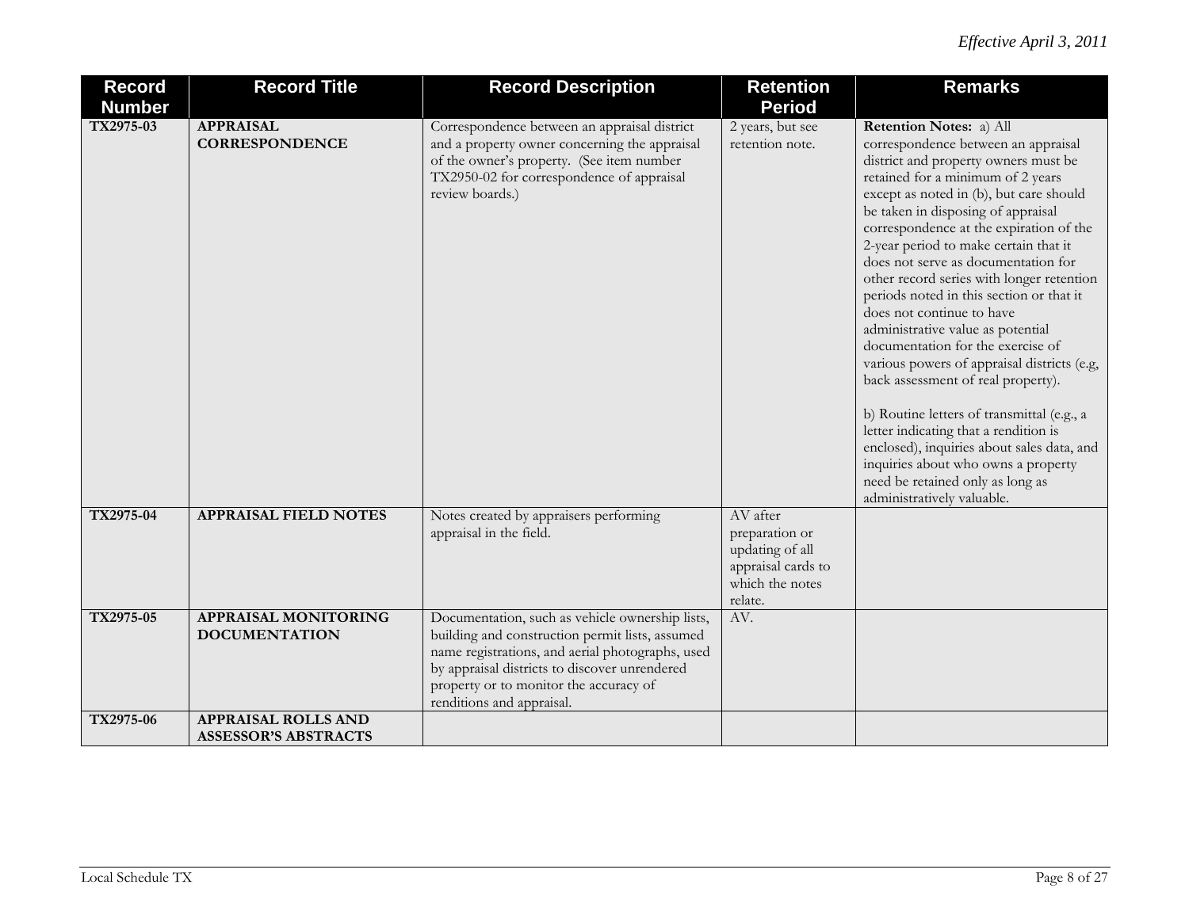*Effective April 3, 2011*

| Record Number | Record Title | Record Description | Retention Period | Remarks |
|---|---|---|---|---|
| TX2975-03 | **APPRAISAL CORRESPONDENCE** | Correspondence between an appraisal district and a property owner concerning the appraisal of the owner's property. (See item number TX2950-02 for correspondence of appraisal review boards.) | 2 years, but see retention note. | **Retention Notes:** a) All correspondence between an appraisal district and property owners must be retained for a minimum of 2 years except as noted in (b), but care should be taken in disposing of appraisal correspondence at the expiration of the 2-year period to make certain that it does not serve as documentation for other record series with longer retention periods noted in this section or that it does not continue to have administrative value as potential documentation for the exercise of various powers of appraisal districts (e.g, back assessment of real property).<br><br>b) Routine letters of transmittal (e.g., a letter indicating that a rendition is enclosed), inquiries about sales data, and inquiries about who owns a property need be retained only as long as administratively valuable. |
| TX2975-04 | **APPRAISAL FIELD NOTES** | Notes created by appraisers performing appraisal in the field. | AV after preparation or updating of all appraisal cards to which the notes relate. | |
| TX2975-05 | **APPRAISAL MONITORING DOCUMENTATION** | Documentation, such as vehicle ownership lists, building and construction permit lists, assumed name registrations, and aerial photographs, used by appraisal districts to discover unrendered property or to monitor the accuracy of renditions and appraisal. | AV. | |
| TX2975-06 | **APPRAISAL ROLLS AND ASSESSOR'S ABSTRACTS** | | | |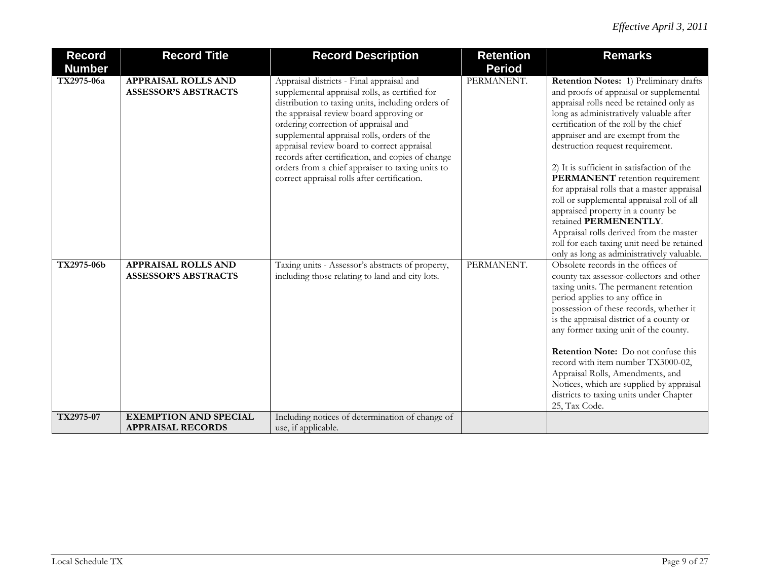*Effective April 3, 2011*

| Record Number | Record Title | Record Description | Retention Period | Remarks |
|---|---|---|---|---|
| **TX2975-06a** | **APPRAISAL ROLLS AND ASSESSOR'S ABSTRACTS** | Appraisal districts - Final appraisal and supplemental appraisal rolls, as certified for distribution to taxing units, including orders of the appraisal review board approving or ordering correction of appraisal and supplemental appraisal rolls, orders of the appraisal review board to correct appraisal records after certification, and copies of change orders from a chief appraiser to taxing units to correct appraisal rolls after certification. | PERMANENT. | **Retention Notes:** 1) Preliminary drafts and proofs of appraisal or supplemental appraisal rolls need be retained only as long as administratively valuable after certification of the roll by the chief appraiser and are exempt from the destruction request requirement.<br><br>2) It is sufficient in satisfaction of the **PERMANENT** retention requirement for appraisal rolls that a master appraisal roll or supplemental appraisal roll of all appraised property in a county be retained **PERMENENTLY**. Appraisal rolls derived from the master roll for each taxing unit need be retained only as long as administratively valuable. |
| **TX2975-06b** | **APPRAISAL ROLLS AND ASSESSOR'S ABSTRACTS** | Taxing units - Assessor's abstracts of property, including those relating to land and city lots. | PERMANENT. | Obsolete records in the offices of county tax assessor-collectors and other taxing units. The permanent retention period applies to any office in possession of these records, whether it is the appraisal district of a county or any former taxing unit of the county.<br><br>**Retention Note:** Do not confuse this record with item number TX3000-02, Appraisal Rolls, Amendments, and Notices, which are supplied by appraisal districts to taxing units under Chapter 25, Tax Code. |
| **TX2975-07** | **EXEMPTION AND SPECIAL APPRAISAL RECORDS** | Including notices of determination of change of use, if applicable. | | |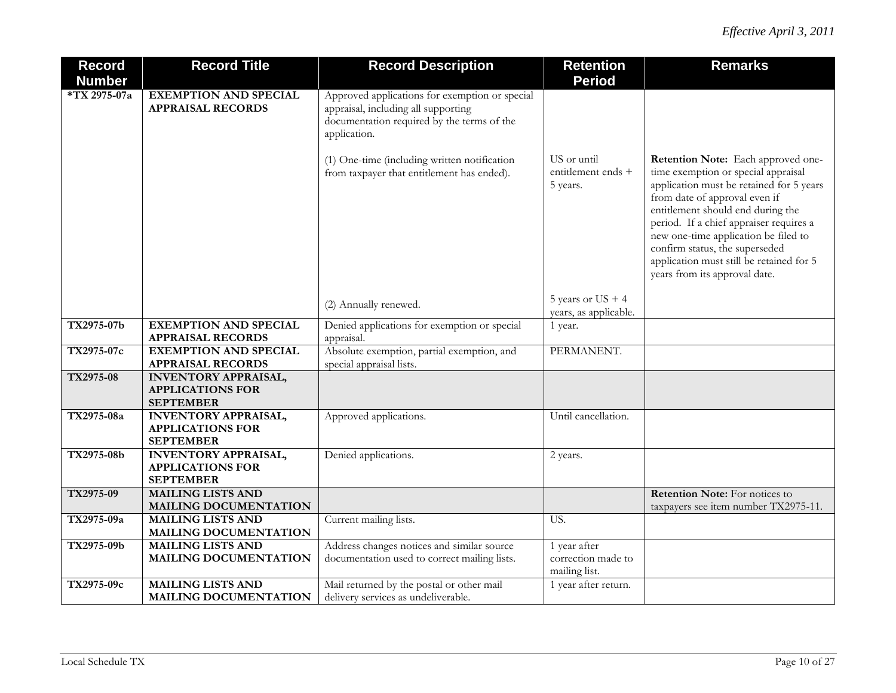*Effective April 3, 2011*

| Record Number | Record Title | Record Description | Retention Period | Remarks |
|---|---|---|---|---|
| *TX 2975-07a | **EXEMPTION AND SPECIAL APPRAISAL RECORDS** | Approved applications for exemption or special appraisal, including all supporting documentation required by the terms of the application. | | |
| | | (1) One-time (including written notification from taxpayer that entitlement has ended). | US or until entitlement ends + 5 years. | **Retention Note:** Each approved one-time exemption or special appraisal application must be retained for 5 years from date of approval even if entitlement should end during the period. If a chief appraiser requires a new one-time application be filed to confirm status, the superseded application must still be retained for 5 years from its approval date. |
| | | (2) Annually renewed. | 5 years or US + 4 years, as applicable. | |
| TX2975-07b | **EXEMPTION AND SPECIAL APPRAISAL RECORDS** | Denied applications for exemption or special appraisal. | 1 year. | |
| TX2975-07c | **EXEMPTION AND SPECIAL APPRAISAL RECORDS** | Absolute exemption, partial exemption, and special appraisal lists. | PERMANENT. | |
| TX2975-08 | **INVENTORY APPRAISAL, APPLICATIONS FOR SEPTEMBER** | | | |
| TX2975-08a | **INVENTORY APPRAISAL, APPLICATIONS FOR SEPTEMBER** | Approved applications. | Until cancellation. | |
| TX2975-08b | **INVENTORY APPRAISAL, APPLICATIONS FOR SEPTEMBER** | Denied applications. | 2 years. | |
| TX2975-09 | **MAILING LISTS AND MAILING DOCUMENTATION** | | | **Retention Note:** For notices to taxpayers see item number TX2975-11. |
| TX2975-09a | **MAILING LISTS AND MAILING DOCUMENTATION** | Current mailing lists. | US. | |
| TX2975-09b | **MAILING LISTS AND MAILING DOCUMENTATION** | Address changes notices and similar source documentation used to correct mailing lists. | 1 year after correction made to mailing list. | |
| TX2975-09c | **MAILING LISTS AND MAILING DOCUMENTATION** | Mail returned by the postal or other mail delivery services as undeliverable. | 1 year after return. | |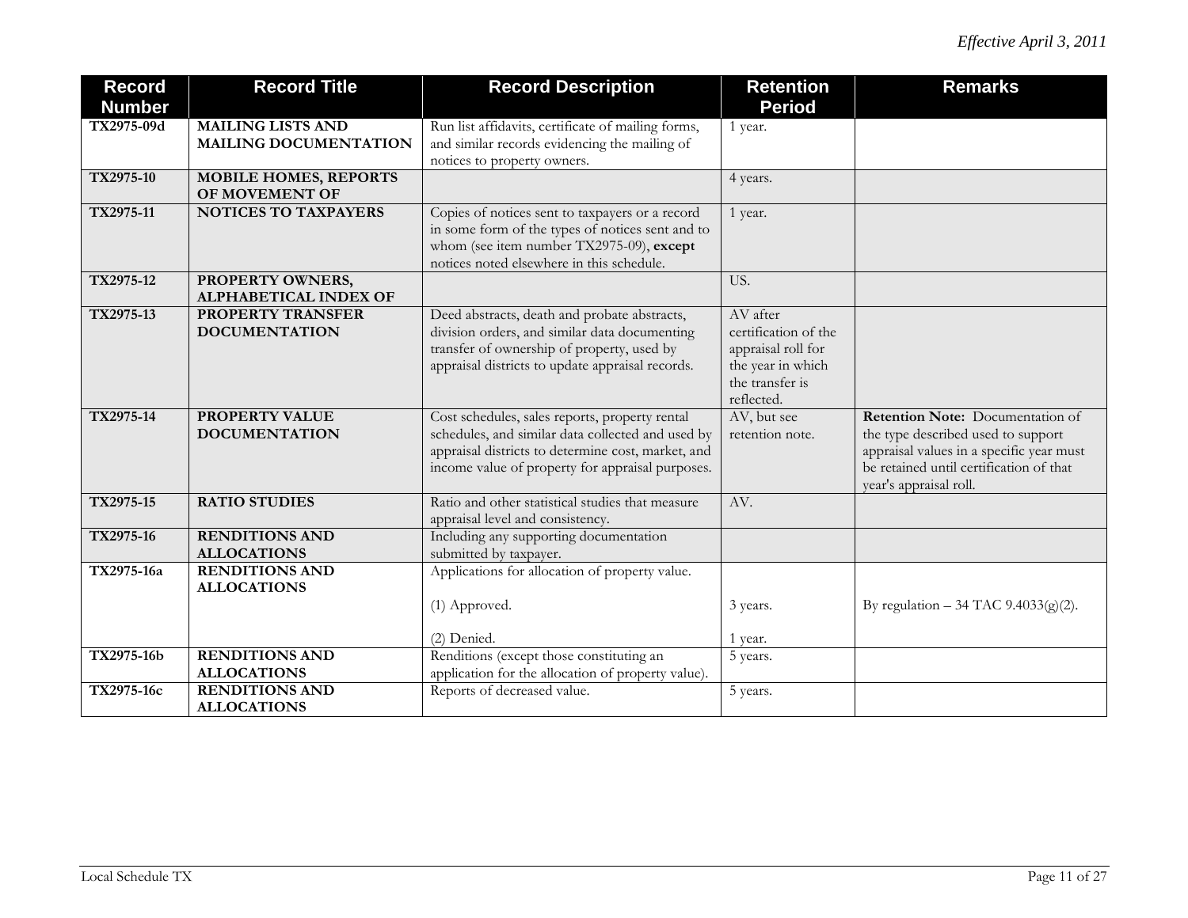*Effective April 3, 2011*

| Record Number | Record Title | Record Description | Retention Period | Remarks |
|---|---|---|---|---|
| **TX2975-09d** | **MAILING LISTS AND MAILING DOCUMENTATION** | Run list affidavits, certificate of mailing forms, and similar records evidencing the mailing of notices to property owners. | 1 year. | |
| **TX2975-10** | **MOBILE HOMES, REPORTS OF MOVEMENT OF** | | 4 years. | |
| **TX2975-11** | **NOTICES TO TAXPAYERS** | Copies of notices sent to taxpayers or a record in some form of the types of notices sent and to whom (see item number TX2975-09), **except** notices noted elsewhere in this schedule. | 1 year. | |
| **TX2975-12** | **PROPERTY OWNERS, ALPHABETICAL INDEX OF** | | US. | |
| **TX2975-13** | **PROPERTY TRANSFER DOCUMENTATION** | Deed abstracts, death and probate abstracts, division orders, and similar data documenting transfer of ownership of property, used by appraisal districts to update appraisal records. | AV after certification of the appraisal roll for the year in which the transfer is reflected. | |
| **TX2975-14** | **PROPERTY VALUE DOCUMENTATION** | Cost schedules, sales reports, property rental schedules, and similar data collected and used by appraisal districts to determine cost, market, and income value of property for appraisal purposes. | AV, but see retention note. | **Retention Note:** Documentation of the type described used to support appraisal values in a specific year must be retained until certification of that year's appraisal roll. |
| **TX2975-15** | **RATIO STUDIES** | Ratio and other statistical studies that measure appraisal level and consistency. | AV. | |
| **TX2975-16** | **RENDITIONS AND ALLOCATIONS** | Including any supporting documentation submitted by taxpayer. | | |
| **TX2975-16a** | **RENDITIONS AND ALLOCATIONS** | Applications for allocation of property value.<br><br>(1) Approved.<br><br>(2) Denied. | <br><br>3 years.<br><br>1 year. | <br><br>By regulation – 34 TAC 9.4033(g)(2). |
| **TX2975-16b** | **RENDITIONS AND ALLOCATIONS** | Renditions (except those constituting an application for the allocation of property value). | 5 years. | |
| **TX2975-16c** | **RENDITIONS AND ALLOCATIONS** | Reports of decreased value. | 5 years. | |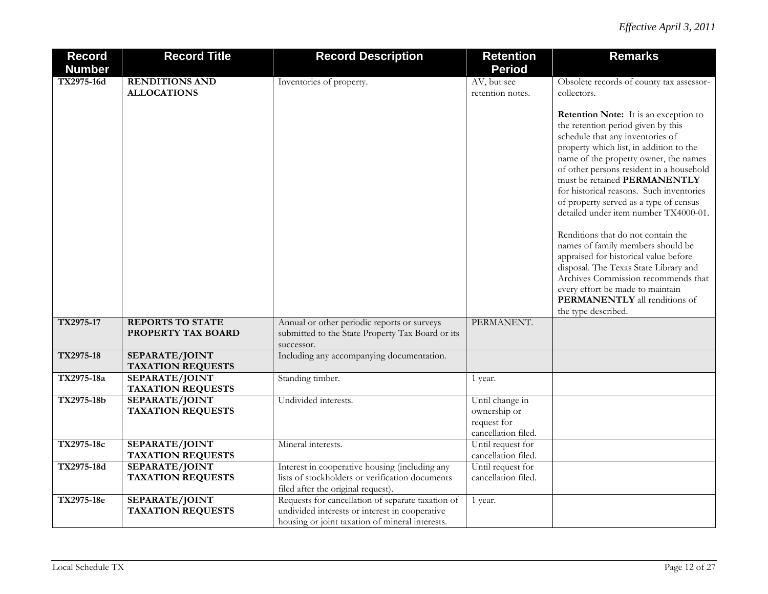*Effective April 3, 2011*

| Record Number | Record Title | Record Description | Retention Period | Remarks |
|---|---|---|---|---|
| **TX2975-16d** | **RENDITIONS AND ALLOCATIONS** | Inventories of property. | AV, but see retention notes. | Obsolete records of county tax assessor-collectors.<br><br>**Retention Note:** It is an exception to the retention period given by this schedule that any inventories of property which list, in addition to the name of the property owner, the names of other persons resident in a household must be retained **PERMANENTLY** for historical reasons. Such inventories of property served as a type of census detailed under item number TX4000-01.<br><br>Renditions that do not contain the names of family members should be appraised for historical value before disposal. The Texas State Library and Archives Commission recommends that every effort be made to maintain **PERMANENTLY** all renditions of the type described. |
| **TX2975-17** | **REPORTS TO STATE PROPERTY TAX BOARD** | Annual or other periodic reports or surveys submitted to the State Property Tax Board or its successor. | PERMANENT. | |
| **TX2975-18** | **SEPARATE/JOINT TAXATION REQUESTS** | Including any accompanying documentation. | | |
| **TX2975-18a** | **SEPARATE/JOINT TAXATION REQUESTS** | Standing timber. | 1 year. | |
| **TX2975-18b** | **SEPARATE/JOINT TAXATION REQUESTS** | Undivided interests. | Until change in ownership or request for cancellation filed. | |
| **TX2975-18c** | **SEPARATE/JOINT TAXATION REQUESTS** | Mineral interests. | Until request for cancellation filed. | |
| **TX2975-18d** | **SEPARATE/JOINT TAXATION REQUESTS** | Interest in cooperative housing (including any lists of stockholders or verification documents filed after the original request). | Until request for cancellation filed. | |
| **TX2975-18e** | **SEPARATE/JOINT TAXATION REQUESTS** | Requests for cancellation of separate taxation of undivided interests or interest in cooperative housing or joint taxation of mineral interests. | 1 year. | |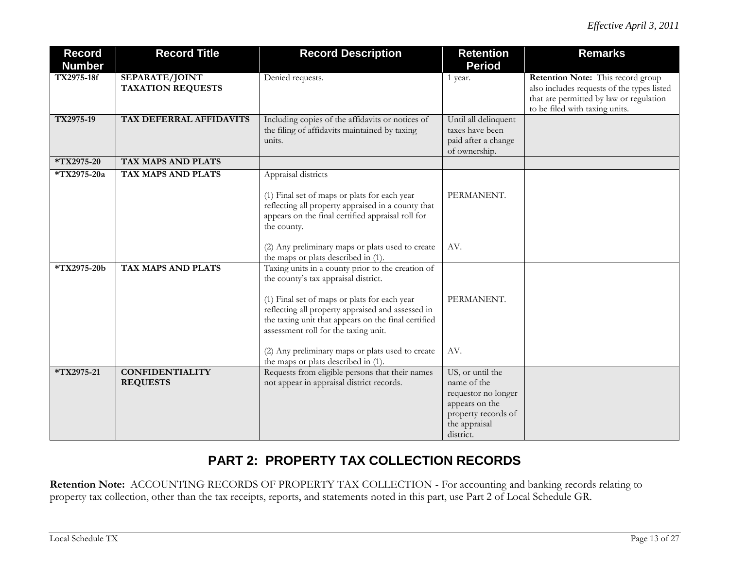| Record Number | Record Title | Record Description | Retention Period | Remarks |
|---|---|---|---|---|
| TX2975-18f | SEPARATE/JOINT TAXATION REQUESTS | Denied requests. | 1 year. | **Retention Note:** This record group also includes requests of the types listed that are permitted by law or regulation to be filed with taxing units. |
| TX2975-19 | TAX DEFERRAL AFFIDAVITS | Including copies of the affidavits or notices of the filing of affidavits maintained by taxing units. | Until all delinquent taxes have been paid after a change of ownership. | |
| *TX2975-20 | TAX MAPS AND PLATS | | | |
| *TX2975-20a | TAX MAPS AND PLATS | Appraisal districts<br><br>(1) Final set of maps or plats for each year reflecting all property appraised in a county that appears on the final certified appraisal roll for the county.<br><br>(2) Any preliminary maps or plats used to create the maps or plats described in (1). | <br><br>PERMANENT.<br><br><br><br>AV. | |
| *TX2975-20b | TAX MAPS AND PLATS | Taxing units in a county prior to the creation of the county's tax appraisal district.<br><br>(1) Final set of maps or plats for each year reflecting all property appraised and assessed in the taxing unit that appears on the final certified assessment roll for the taxing unit.<br><br>(2) Any preliminary maps or plats used to create the maps or plats described in (1). | <br><br>PERMANENT.<br><br><br><br>AV. | |
| *TX2975-21 | CONFIDENTIALITY REQUESTS | Requests from eligible persons that their names not appear in appraisal district records. | US, or until the name of the requestor no longer appears on the property records of the appraisal district. | |

## PART 2: PROPERTY TAX COLLECTION RECORDS

**Retention Note:** ACCOUNTING RECORDS OF PROPERTY TAX COLLECTION - For accounting and banking records relating to property tax collection, other than the tax receipts, reports, and statements noted in this part, use Part 2 of Local Schedule GR.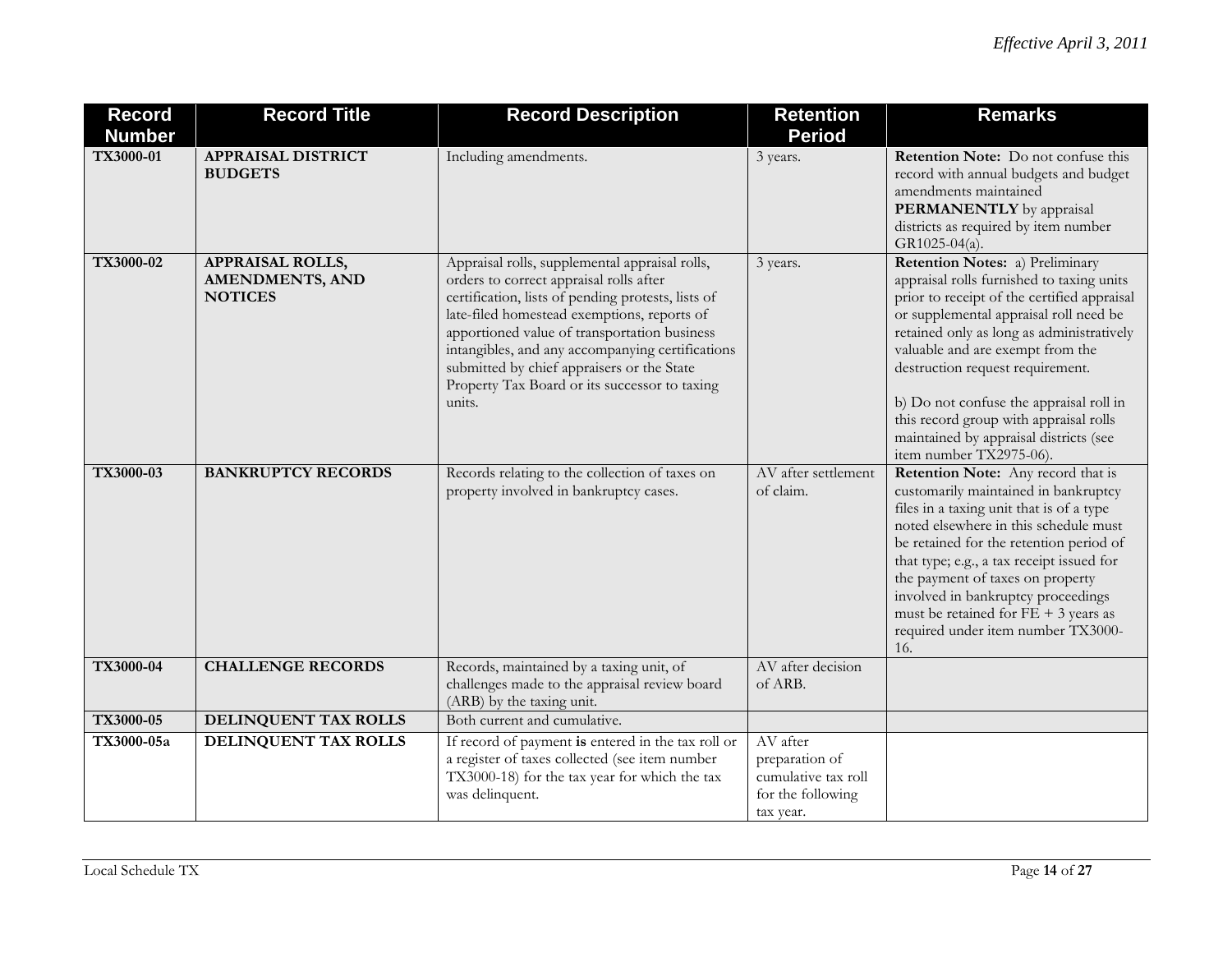*Effective April 3, 2011*

| Record Number | Record Title | Record Description | Retention Period | Remarks |
|---|---|---|---|---|
| TX3000-01 | **APPRAISAL DISTRICT BUDGETS** | Including amendments. | 3 years. | **Retention Note:** Do not confuse this record with annual budgets and budget amendments maintained **PERMANENTLY** by appraisal districts as required by item number GR1025-04(a). |
| TX3000-02 | **APPRAISAL ROLLS, AMENDMENTS, AND NOTICES** | Appraisal rolls, supplemental appraisal rolls, orders to correct appraisal rolls after certification, lists of pending protests, lists of late-filed homestead exemptions, reports of apportioned value of transportation business intangibles, and any accompanying certifications submitted by chief appraisers or the State Property Tax Board or its successor to taxing units. | 3 years. | **Retention Notes:** a) Preliminary appraisal rolls furnished to taxing units prior to receipt of the certified appraisal or supplemental appraisal roll need be retained only as long as administratively valuable and are exempt from the destruction request requirement.<br><br>b) Do not confuse the appraisal roll in this record group with appraisal rolls maintained by appraisal districts (see item number TX2975-06). |
| TX3000-03 | **BANKRUPTCY RECORDS** | Records relating to the collection of taxes on property involved in bankruptcy cases. | AV after settlement of claim. | **Retention Note:** Any record that is customarily maintained in bankruptcy files in a taxing unit that is of a type noted elsewhere in this schedule must be retained for the retention period of that type; e.g., a tax receipt issued for the payment of taxes on property involved in bankruptcy proceedings must be retained for FE + 3 years as required under item number TX3000-16. |
| TX3000-04 | **CHALLENGE RECORDS** | Records, maintained by a taxing unit, of challenges made to the appraisal review board (ARB) by the taxing unit. | AV after decision of ARB. | |
| TX3000-05 | **DELINQUENT TAX ROLLS** | Both current and cumulative. | | |
| TX3000-05a | **DELINQUENT TAX ROLLS** | If record of payment **is** entered in the tax roll or a register of taxes collected (see item number TX3000-18) for the tax year for which the tax was delinquent. | AV after preparation of cumulative tax roll for the following tax year. | |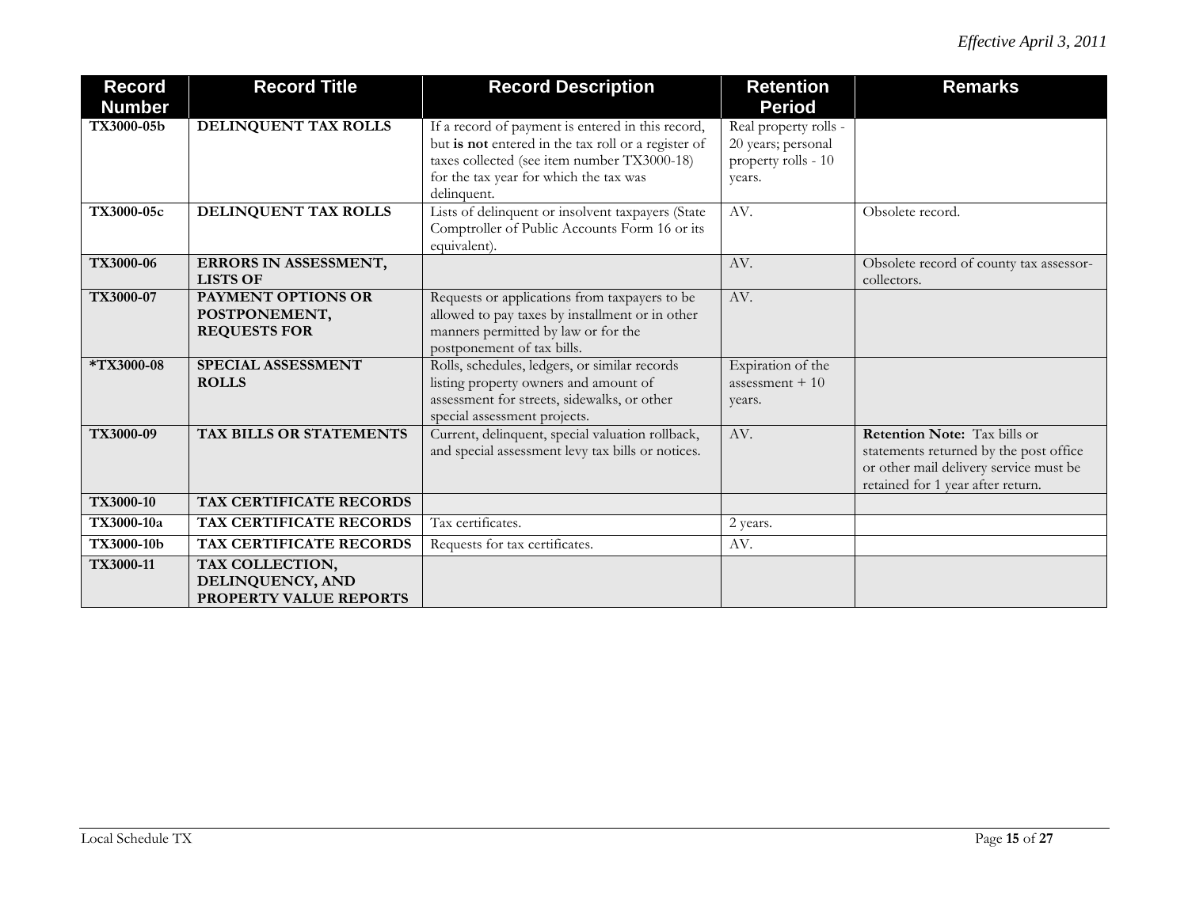| Record Number | Record Title | Record Description | Retention Period | Remarks |
|---|---|---|---|---|
| TX3000-05b | DELINQUENT TAX ROLLS | If a record of payment is entered in this record, but **is not** entered in the tax roll or a register of taxes collected (see item number TX3000-18) for the tax year for which the tax was delinquent. | Real property rolls - 20 years; personal property rolls - 10 years. | |
| TX3000-05c | DELINQUENT TAX ROLLS | Lists of delinquent or insolvent taxpayers (State Comptroller of Public Accounts Form 16 or its equivalent). | AV. | Obsolete record. |
| TX3000-06 | ERRORS IN ASSESSMENT, LISTS OF | | AV. | Obsolete record of county tax assessor-collectors. |
| TX3000-07 | PAYMENT OPTIONS OR POSTPONEMENT, REQUESTS FOR | Requests or applications from taxpayers to be allowed to pay taxes by installment or in other manners permitted by law or for the postponement of tax bills. | AV. | |
| *TX3000-08 | SPECIAL ASSESSMENT ROLLS | Rolls, schedules, ledgers, or similar records listing property owners and amount of assessment for streets, sidewalks, or other special assessment projects. | Expiration of the assessment + 10 years. | |
| TX3000-09 | TAX BILLS OR STATEMENTS | Current, delinquent, special valuation rollback, and special assessment levy tax bills or notices. | AV. | **Retention Note:** Tax bills or statements returned by the post office or other mail delivery service must be retained for 1 year after return. |
| TX3000-10 | TAX CERTIFICATE RECORDS | | | |
| TX3000-10a | TAX CERTIFICATE RECORDS | Tax certificates. | 2 years. | |
| TX3000-10b | TAX CERTIFICATE RECORDS | Requests for tax certificates. | AV. | |
| TX3000-11 | TAX COLLECTION, DELINQUENCY, AND PROPERTY VALUE REPORTS | | | |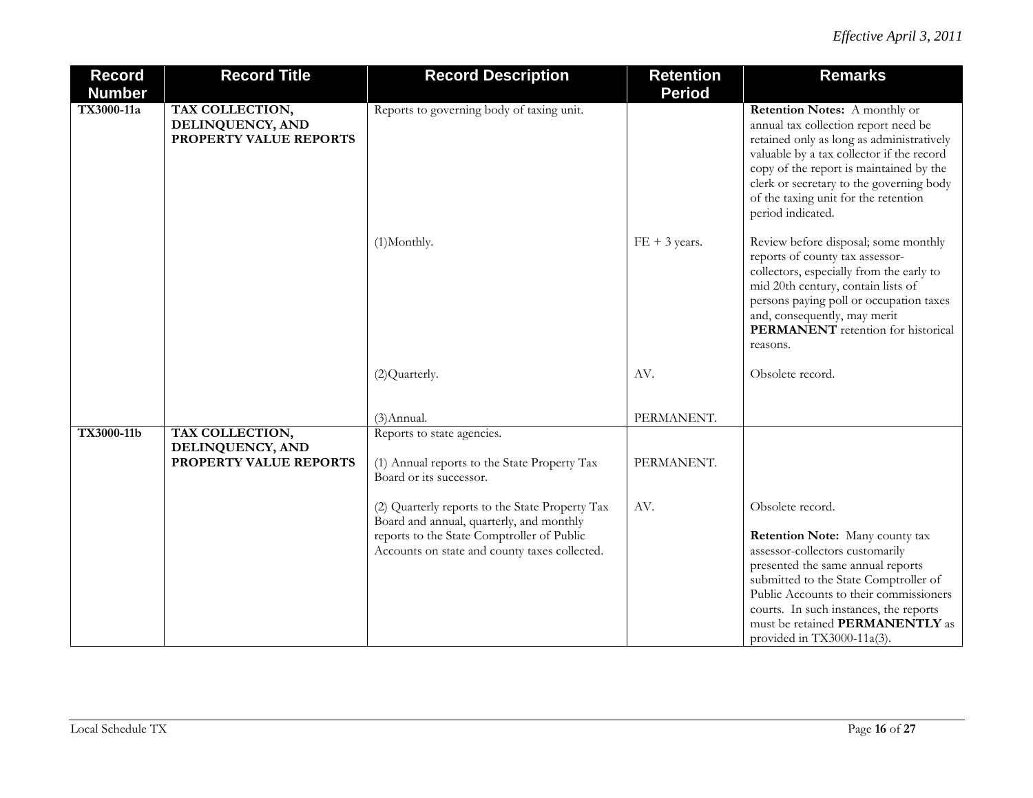| Record Number | Record Title | Record Description | Retention Period | Remarks |
|---|---|---|---|---|
| TX3000-11a | **TAX COLLECTION, DELINQUENCY, AND PROPERTY VALUE REPORTS** | Reports to governing body of taxing unit. | | **Retention Notes:** A monthly or annual tax collection report need be retained only as long as administratively valuable by a tax collector if the record copy of the report is maintained by the clerk or secretary to the governing body of the taxing unit for the retention period indicated. |
| | | (1)Monthly. | FE + 3 years. | Review before disposal; some monthly reports of county tax assessor-collectors, especially from the early to mid 20th century, contain lists of persons paying poll or occupation taxes and, consequently, may merit **PERMANENT** retention for historical reasons. |
| | | (2)Quarterly. | AV. | Obsolete record. |
| | | (3)Annual. | PERMANENT. | |
| TX3000-11b | **TAX COLLECTION, DELINQUENCY, AND PROPERTY VALUE REPORTS** | Reports to state agencies. | | |
| | | (1) Annual reports to the State Property Tax Board or its successor. | PERMANENT. | |
| | | (2) Quarterly reports to the State Property Tax Board and annual, quarterly, and monthly reports to the State Comptroller of Public Accounts on state and county taxes collected. | AV. | Obsolete record.<br><br>**Retention Note:** Many county tax assessor-collectors customarily presented the same annual reports submitted to the State Comptroller of Public Accounts to their commissioners courts. In such instances, the reports must be retained **PERMANENTLY** as provided in TX3000-11a(3). |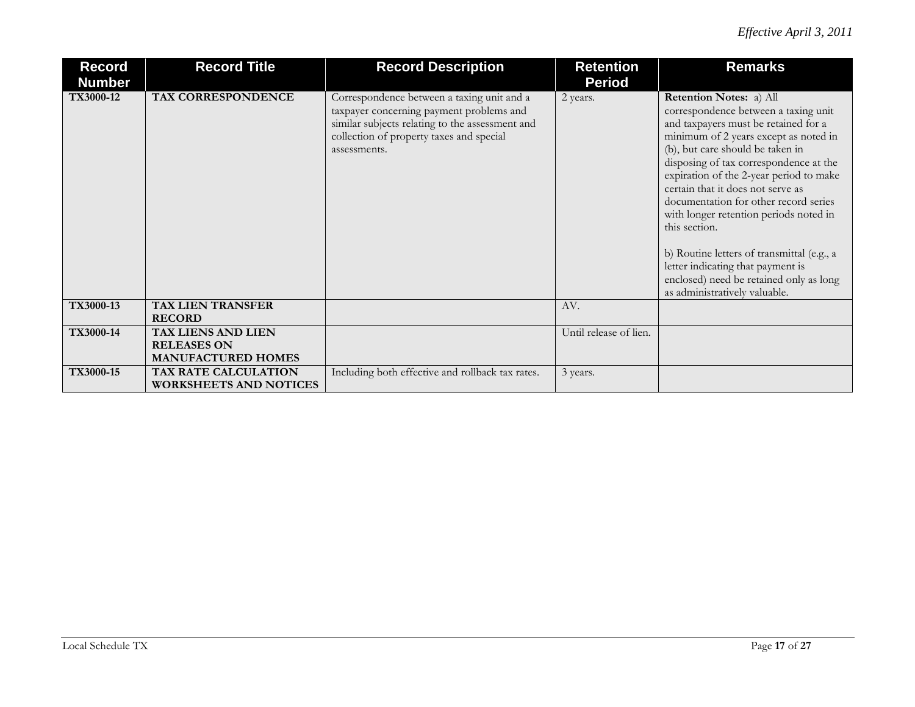*Effective April 3, 2011*

| Record Number | Record Title | Record Description | Retention Period | Remarks |
|---|---|---|---|---|
| **TX3000-12** | **TAX CORRESPONDENCE** | Correspondence between a taxing unit and a taxpayer concerning payment problems and similar subjects relating to the assessment and collection of property taxes and special assessments. | 2 years. | **Retention Notes:** a) All correspondence between a taxing unit and taxpayers must be retained for a minimum of 2 years except as noted in (b), but care should be taken in disposing of tax correspondence at the expiration of the 2-year period to make certain that it does not serve as documentation for other record series with longer retention periods noted in this section.<br><br>b) Routine letters of transmittal (e.g., a letter indicating that payment is enclosed) need be retained only as long as administratively valuable. |
| **TX3000-13** | **TAX LIEN TRANSFER RECORD** | | AV. | |
| **TX3000-14** | **TAX LIENS AND LIEN RELEASES ON MANUFACTURED HOMES** | | Until release of lien. | |
| **TX3000-15** | **TAX RATE CALCULATION WORKSHEETS AND NOTICES** | Including both effective and rollback tax rates. | 3 years. | |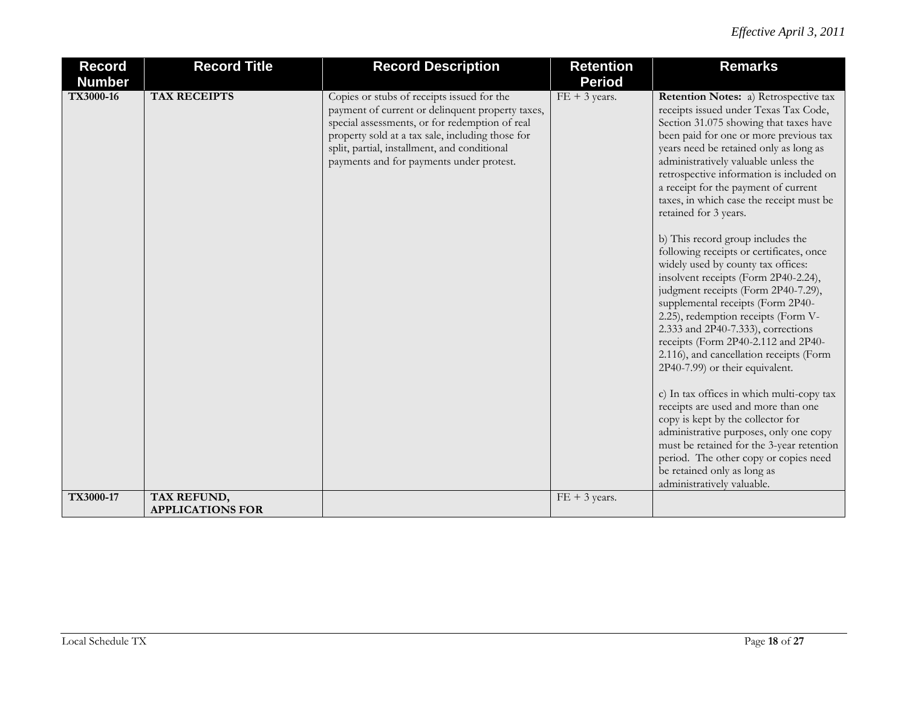*Effective April 3, 2011*

| Record Number | Record Title | Record Description | Retention Period | Remarks |
|---|---|---|---|---|
| TX3000-16 | TAX RECEIPTS | Copies or stubs of receipts issued for the payment of current or delinquent property taxes, special assessments, or for redemption of real property sold at a tax sale, including those for split, partial, installment, and conditional payments and for payments under protest. | FE + 3 years. | **Retention Notes:** a) Retrospective tax receipts issued under Texas Tax Code, Section 31.075 showing that taxes have been paid for one or more previous tax years need be retained only as long as administratively valuable unless the retrospective information is included on a receipt for the payment of current taxes, in which case the receipt must be retained for 3 years.<br><br>b) This record group includes the following receipts or certificates, once widely used by county tax offices: insolvent receipts (Form 2P40-2.24), judgment receipts (Form 2P40-7.29), supplemental receipts (Form 2P40-2.25), redemption receipts (Form V-2.333 and 2P40-7.333), corrections receipts (Form 2P40-2.112 and 2P40-2.116), and cancellation receipts (Form 2P40-7.99) or their equivalent.<br><br>c) In tax offices in which multi-copy tax receipts are used and more than one copy is kept by the collector for administrative purposes, only one copy must be retained for the 3-year retention period. The other copy or copies need be retained only as long as administratively valuable. |
| TX3000-17 | TAX REFUND, APPLICATIONS FOR | | FE + 3 years. | |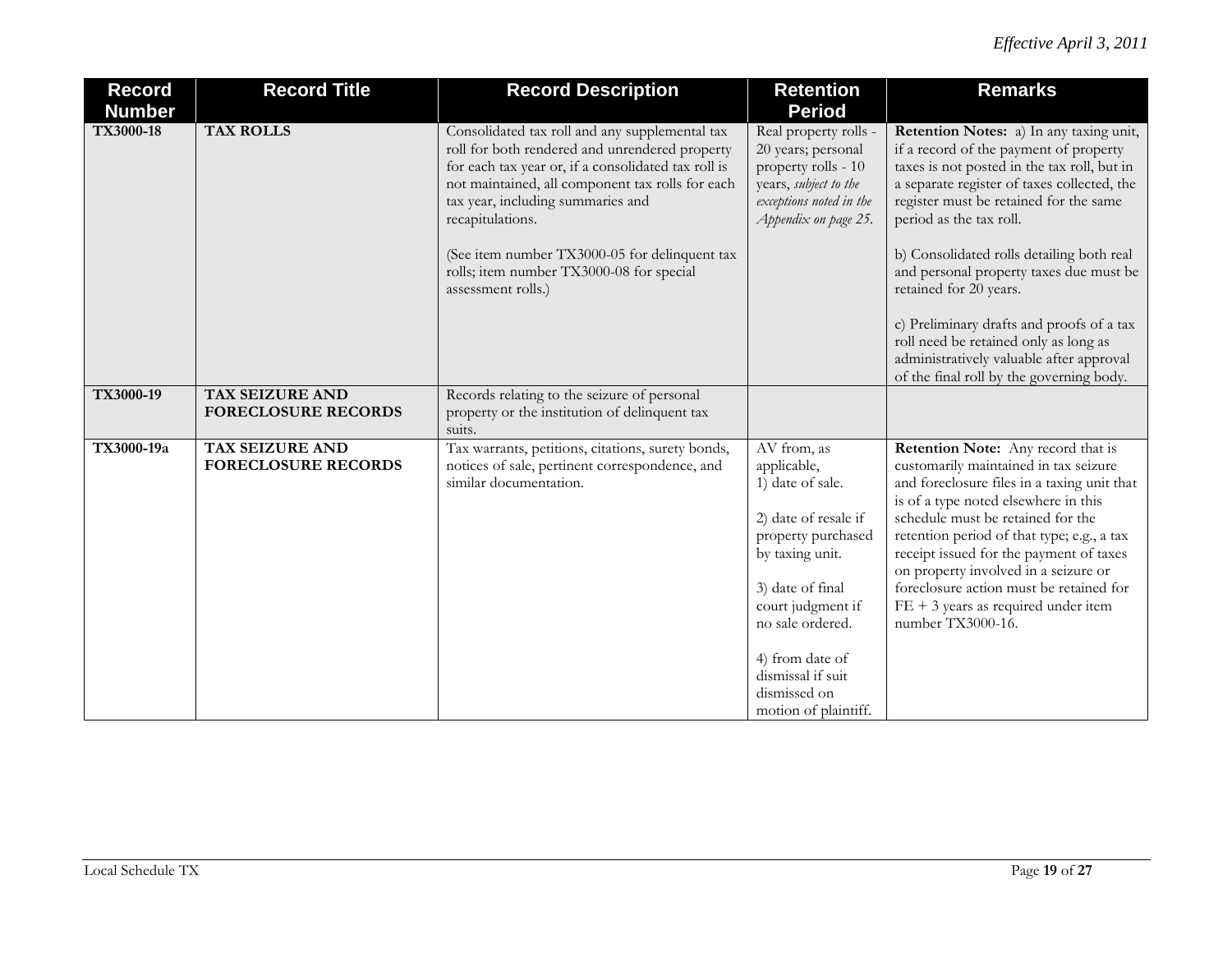*Effective April 3, 2011*

| Record Number | Record Title | Record Description | Retention Period | Remarks |
|---|---|---|---|---|
| **TX3000-18** | **TAX ROLLS** | Consolidated tax roll and any supplemental tax roll for both rendered and unrendered property for each tax year or, if a consolidated tax roll is not maintained, all component tax rolls for each tax year, including summaries and recapitulations.<br><br>(See item number TX3000-05 for delinquent tax rolls; item number TX3000-08 for special assessment rolls.) | Real property rolls - 20 years; personal property rolls - 10 years, *subject to the exceptions noted in the Appendix on page 25.* | **Retention Notes:** a) In any taxing unit, if a record of the payment of property taxes is not posted in the tax roll, but in a separate register of taxes collected, the register must be retained for the same period as the tax roll.<br><br>b) Consolidated rolls detailing both real and personal property taxes due must be retained for 20 years.<br><br>c) Preliminary drafts and proofs of a tax roll need be retained only as long as administratively valuable after approval of the final roll by the governing body. |
| **TX3000-19** | **TAX SEIZURE AND FORECLOSURE RECORDS** | Records relating to the seizure of personal property or the institution of delinquent tax suits. | | |
| **TX3000-19a** | **TAX SEIZURE AND FORECLOSURE RECORDS** | Tax warrants, petitions, citations, surety bonds, notices of sale, pertinent correspondence, and similar documentation. | AV from, as applicable,<br>1) date of sale.<br><br>2) date of resale if property purchased by taxing unit.<br><br>3) date of final court judgment if no sale ordered.<br><br>4) from date of dismissal if suit dismissed on motion of plaintiff. | **Retention Note:** Any record that is customarily maintained in tax seizure and foreclosure files in a taxing unit that is of a type noted elsewhere in this schedule must be retained for the retention period of that type; e.g., a tax receipt issued for the payment of taxes on property involved in a seizure or foreclosure action must be retained for FE + 3 years as required under item number TX3000-16. |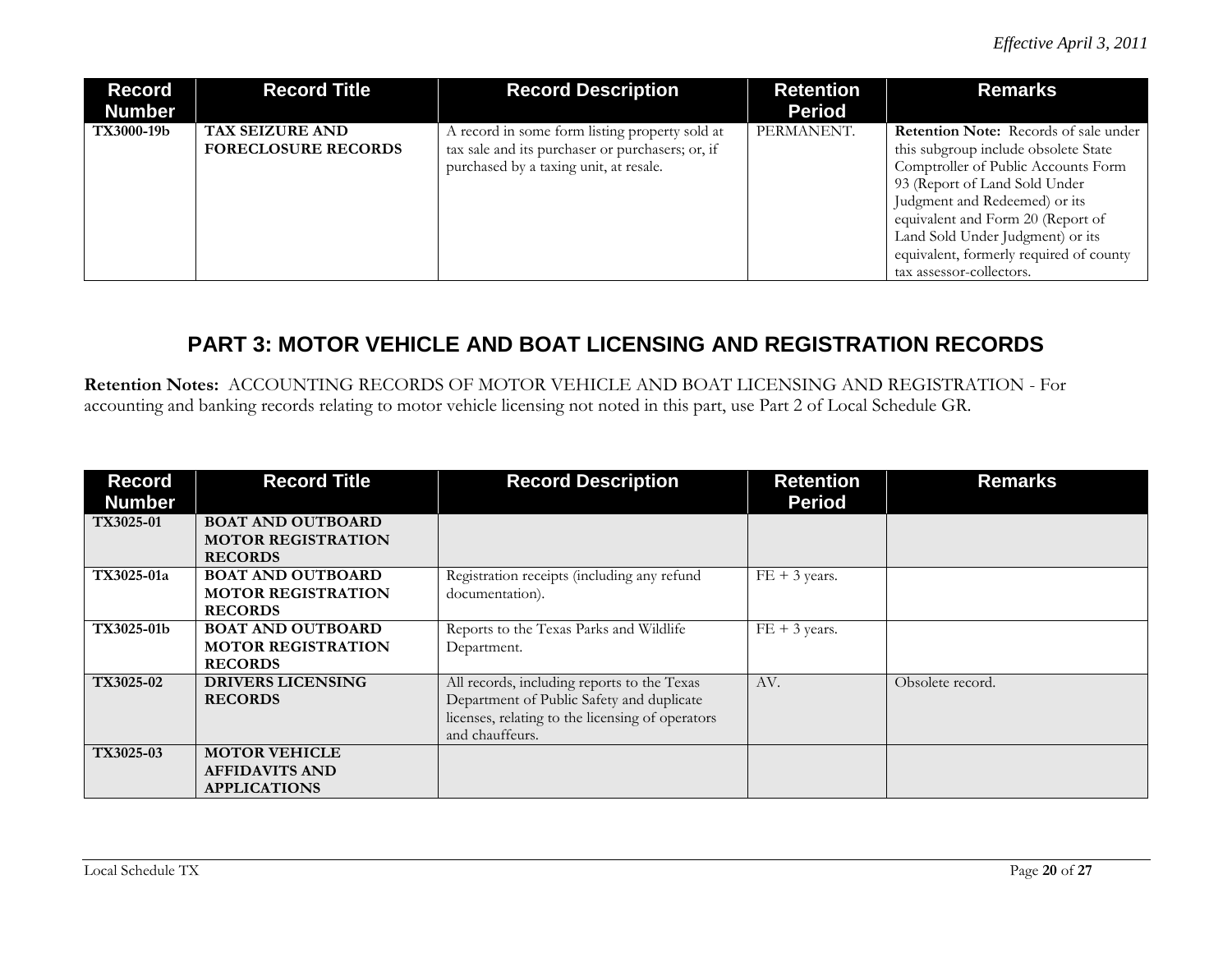*Effective April 3, 2011*

| Record Number | Record Title | Record Description | Retention Period | Remarks |
|---|---|---|---|---|
| **TX3000-19b** | **TAX SEIZURE AND FORECLOSURE RECORDS** | A record in some form listing property sold at tax sale and its purchaser or purchasers; or, if purchased by a taxing unit, at resale. | PERMANENT. | **Retention Note:** Records of sale under this subgroup include obsolete State Comptroller of Public Accounts Form 93 (Report of Land Sold Under Judgment and Redeemed) or its equivalent and Form 20 (Report of Land Sold Under Judgment) or its equivalent, formerly required of county tax assessor-collectors. |

## PART 3: MOTOR VEHICLE AND BOAT LICENSING AND REGISTRATION RECORDS

**Retention Notes:** ACCOUNTING RECORDS OF MOTOR VEHICLE AND BOAT LICENSING AND REGISTRATION - For accounting and banking records relating to motor vehicle licensing not noted in this part, use Part 2 of Local Schedule GR.

| Record Number | Record Title | Record Description | Retention Period | Remarks |
|---|---|---|---|---|
| **TX3025-01** | **BOAT AND OUTBOARD MOTOR REGISTRATION RECORDS** | | | |
| **TX3025-01a** | **BOAT AND OUTBOARD MOTOR REGISTRATION RECORDS** | Registration receipts (including any refund documentation). | FE + 3 years. | |
| **TX3025-01b** | **BOAT AND OUTBOARD MOTOR REGISTRATION RECORDS** | Reports to the Texas Parks and Wildlife Department. | FE + 3 years. | |
| **TX3025-02** | **DRIVERS LICENSING RECORDS** | All records, including reports to the Texas Department of Public Safety and duplicate licenses, relating to the licensing of operators and chauffeurs. | AV. | Obsolete record. |
| **TX3025-03** | **MOTOR VEHICLE AFFIDAVITS AND APPLICATIONS** | | | |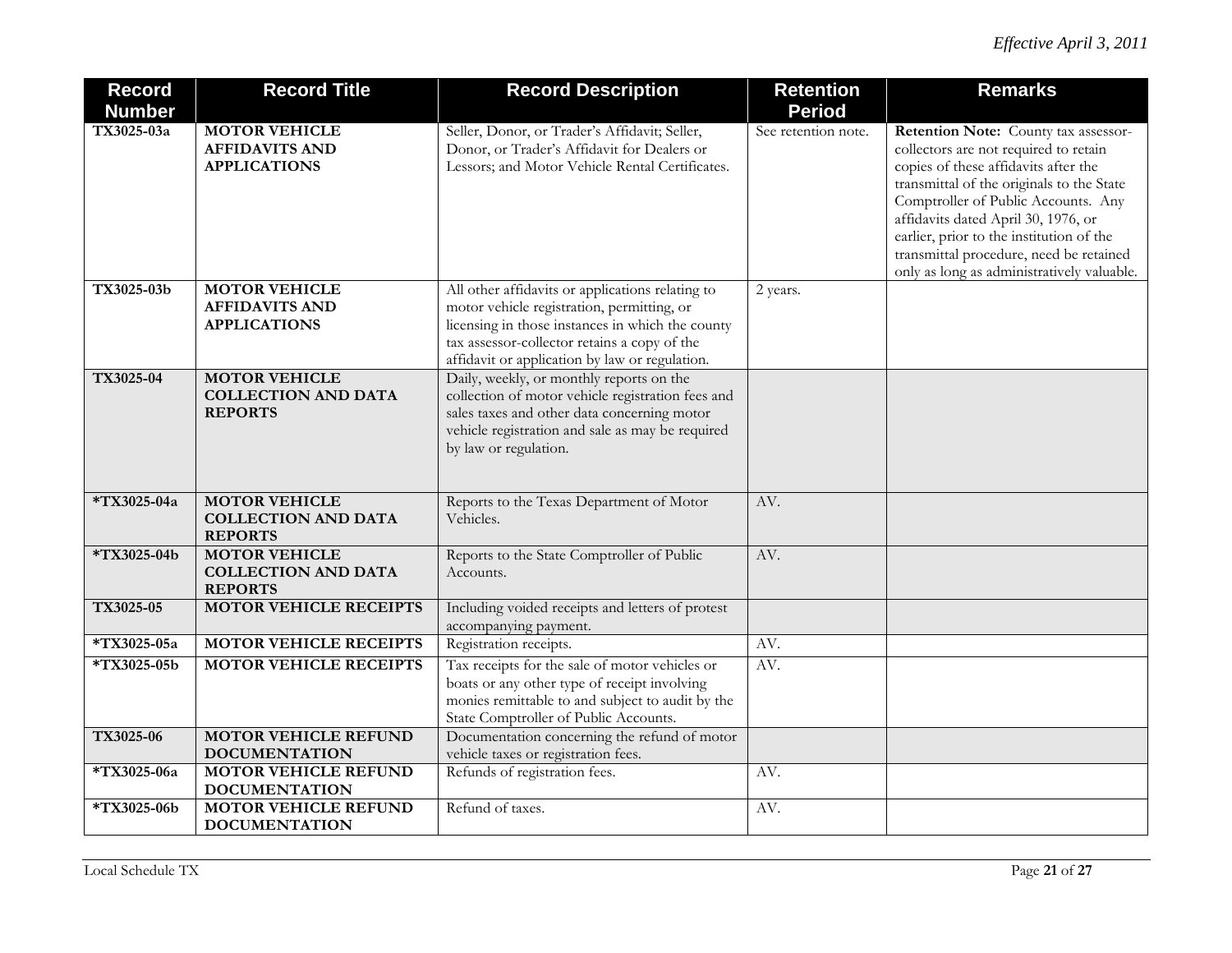*Effective April 3, 2011*

| Record Number | Record Title | Record Description | Retention Period | Remarks |
|---|---|---|---|---|
| **TX3025-03a** | **MOTOR VEHICLE AFFIDAVITS AND APPLICATIONS** | Seller, Donor, or Trader's Affidavit; Seller, Donor, or Trader's Affidavit for Dealers or Lessors; and Motor Vehicle Rental Certificates. | See retention note. | **Retention Note:** County tax assessor-collectors are not required to retain copies of these affidavits after the transmittal of the originals to the State Comptroller of Public Accounts. Any affidavits dated April 30, 1976, or earlier, prior to the institution of the transmittal procedure, need be retained only as long as administratively valuable. |
| **TX3025-03b** | **MOTOR VEHICLE AFFIDAVITS AND APPLICATIONS** | All other affidavits or applications relating to motor vehicle registration, permitting, or licensing in those instances in which the county tax assessor-collector retains a copy of the affidavit or application by law or regulation. | 2 years. | |
| **TX3025-04** | **MOTOR VEHICLE COLLECTION AND DATA REPORTS** | Daily, weekly, or monthly reports on the collection of motor vehicle registration fees and sales taxes and other data concerning motor vehicle registration and sale as may be required by law or regulation. | | |
| **\*TX3025-04a** | **MOTOR VEHICLE COLLECTION AND DATA REPORTS** | Reports to the Texas Department of Motor Vehicles. | AV. | |
| **\*TX3025-04b** | **MOTOR VEHICLE COLLECTION AND DATA REPORTS** | Reports to the State Comptroller of Public Accounts. | AV. | |
| **TX3025-05** | **MOTOR VEHICLE RECEIPTS** | Including voided receipts and letters of protest accompanying payment. | | |
| **\*TX3025-05a** | **MOTOR VEHICLE RECEIPTS** | Registration receipts. | AV. | |
| **\*TX3025-05b** | **MOTOR VEHICLE RECEIPTS** | Tax receipts for the sale of motor vehicles or boats or any other type of receipt involving monies remittable to and subject to audit by the State Comptroller of Public Accounts. | AV. | |
| **TX3025-06** | **MOTOR VEHICLE REFUND DOCUMENTATION** | Documentation concerning the refund of motor vehicle taxes or registration fees. | | |
| **\*TX3025-06a** | **MOTOR VEHICLE REFUND DOCUMENTATION** | Refunds of registration fees. | AV. | |
| **\*TX3025-06b** | **MOTOR VEHICLE REFUND DOCUMENTATION** | Refund of taxes. | AV. | |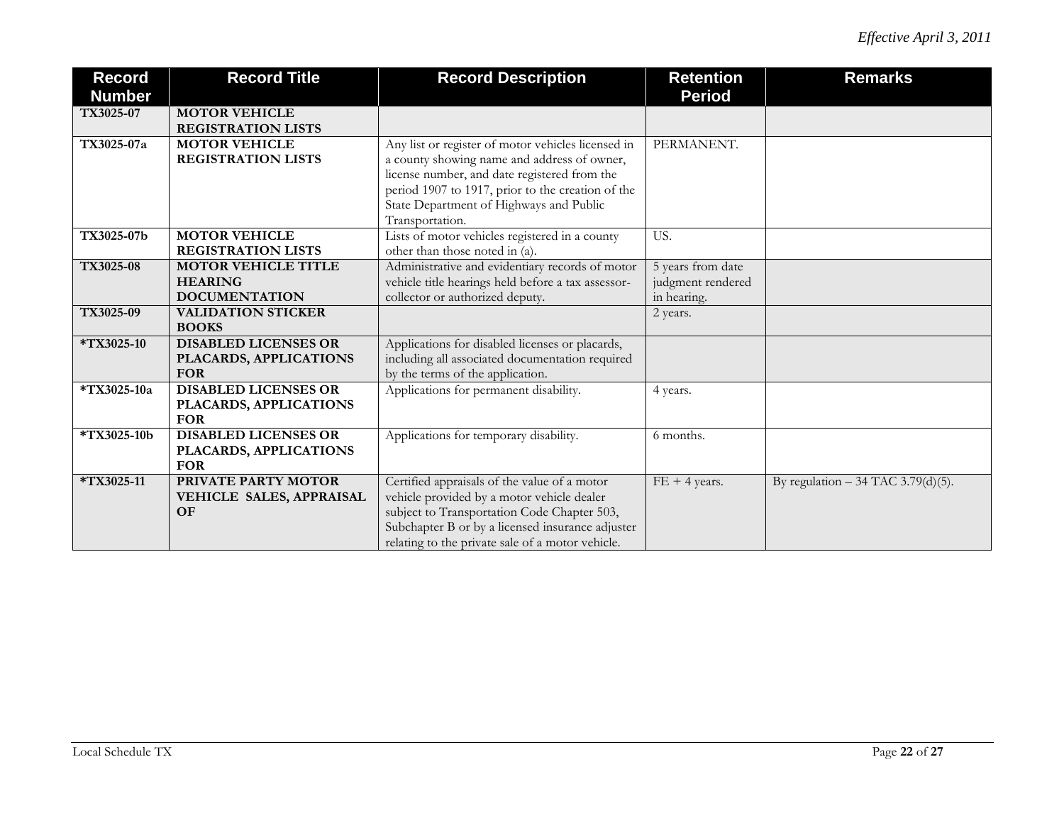*Effective April 3, 2011*

| Record Number | Record Title | Record Description | Retention Period | Remarks |
|---|---|---|---|---|
| **TX3025-07** | **MOTOR VEHICLE REGISTRATION LISTS** | | | |
| **TX3025-07a** | **MOTOR VEHICLE REGISTRATION LISTS** | Any list or register of motor vehicles licensed in a county showing name and address of owner, license number, and date registered from the period 1907 to 1917, prior to the creation of the State Department of Highways and Public Transportation. | PERMANENT. | |
| **TX3025-07b** | **MOTOR VEHICLE REGISTRATION LISTS** | Lists of motor vehicles registered in a county other than those noted in (a). | US. | |
| **TX3025-08** | **MOTOR VEHICLE TITLE HEARING DOCUMENTATION** | Administrative and evidentiary records of motor vehicle title hearings held before a tax assessor-collector or authorized deputy. | 5 years from date judgment rendered in hearing. | |
| **TX3025-09** | **VALIDATION STICKER BOOKS** | | 2 years. | |
| **\*TX3025-10** | **DISABLED LICENSES OR PLACARDS, APPLICATIONS FOR** | Applications for disabled licenses or placards, including all associated documentation required by the terms of the application. | | |
| **\*TX3025-10a** | **DISABLED LICENSES OR PLACARDS, APPLICATIONS FOR** | Applications for permanent disability. | 4 years. | |
| **\*TX3025-10b** | **DISABLED LICENSES OR PLACARDS, APPLICATIONS FOR** | Applications for temporary disability. | 6 months. | |
| **\*TX3025-11** | **PRIVATE PARTY MOTOR VEHICLE SALES, APPRAISAL OF** | Certified appraisals of the value of a motor vehicle provided by a motor vehicle dealer subject to Transportation Code Chapter 503, Subchapter B or by a licensed insurance adjuster relating to the private sale of a motor vehicle. | FE + 4 years. | By regulation – 34 TAC 3.79(d)(5). |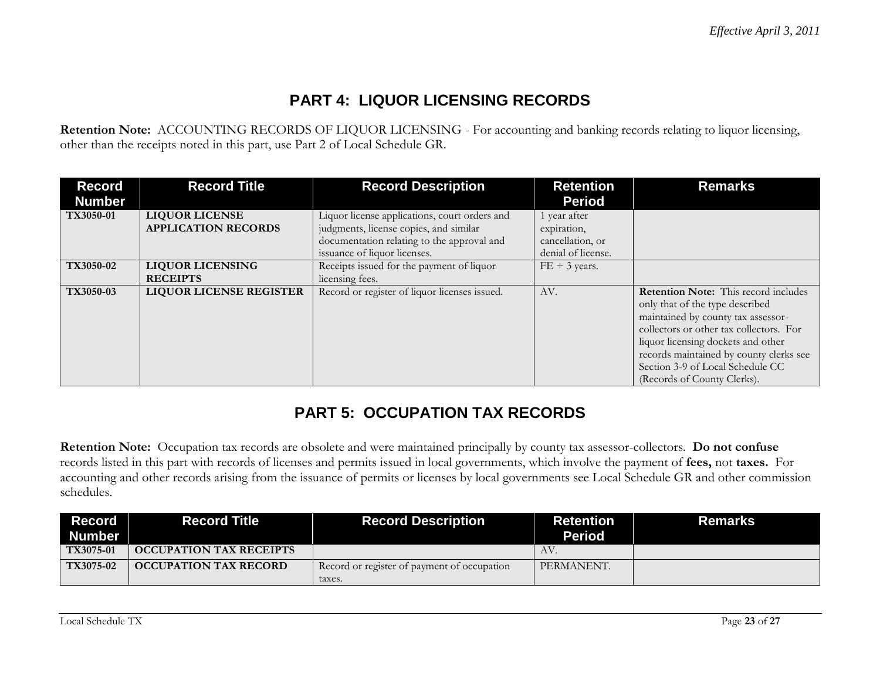*Effective April 3, 2011*

## PART 4: LIQUOR LICENSING RECORDS

**Retention Note:** ACCOUNTING RECORDS OF LIQUOR LICENSING - For accounting and banking records relating to liquor licensing, other than the receipts noted in this part, use Part 2 of Local Schedule GR.

| Record Number | Record Title | Record Description | Retention Period | Remarks |
|---|---|---|---|---|
| **TX3050-01** | **LIQUOR LICENSE APPLICATION RECORDS** | Liquor license applications, court orders and judgments, license copies, and similar documentation relating to the approval and issuance of liquor licenses. | 1 year after expiration, cancellation, or denial of license. | |
| **TX3050-02** | **LIQUOR LICENSING RECEIPTS** | Receipts issued for the payment of liquor licensing fees. | FE + 3 years. | |
| **TX3050-03** | **LIQUOR LICENSE REGISTER** | Record or register of liquor licenses issued. | AV. | **Retention Note:** This record includes only that of the type described maintained by county tax assessor-collectors or other tax collectors. For liquor licensing dockets and other records maintained by county clerks see Section 3-9 of Local Schedule CC (Records of County Clerks). |

## PART 5: OCCUPATION TAX RECORDS

**Retention Note:** Occupation tax records are obsolete and were maintained principally by county tax assessor-collectors. **Do not confuse** records listed in this part with records of licenses and permits issued in local governments, which involve the payment of **fees,** not **taxes.** For accounting and other records arising from the issuance of permits or licenses by local governments see Local Schedule GR and other commission schedules.

| Record Number | Record Title | Record Description | Retention Period | Remarks |
|---|---|---|---|---|
| **TX3075-01** | **OCCUPATION TAX RECEIPTS** | | AV. | |
| **TX3075-02** | **OCCUPATION TAX RECORD** | Record or register of payment of occupation taxes. | PERMANENT. | |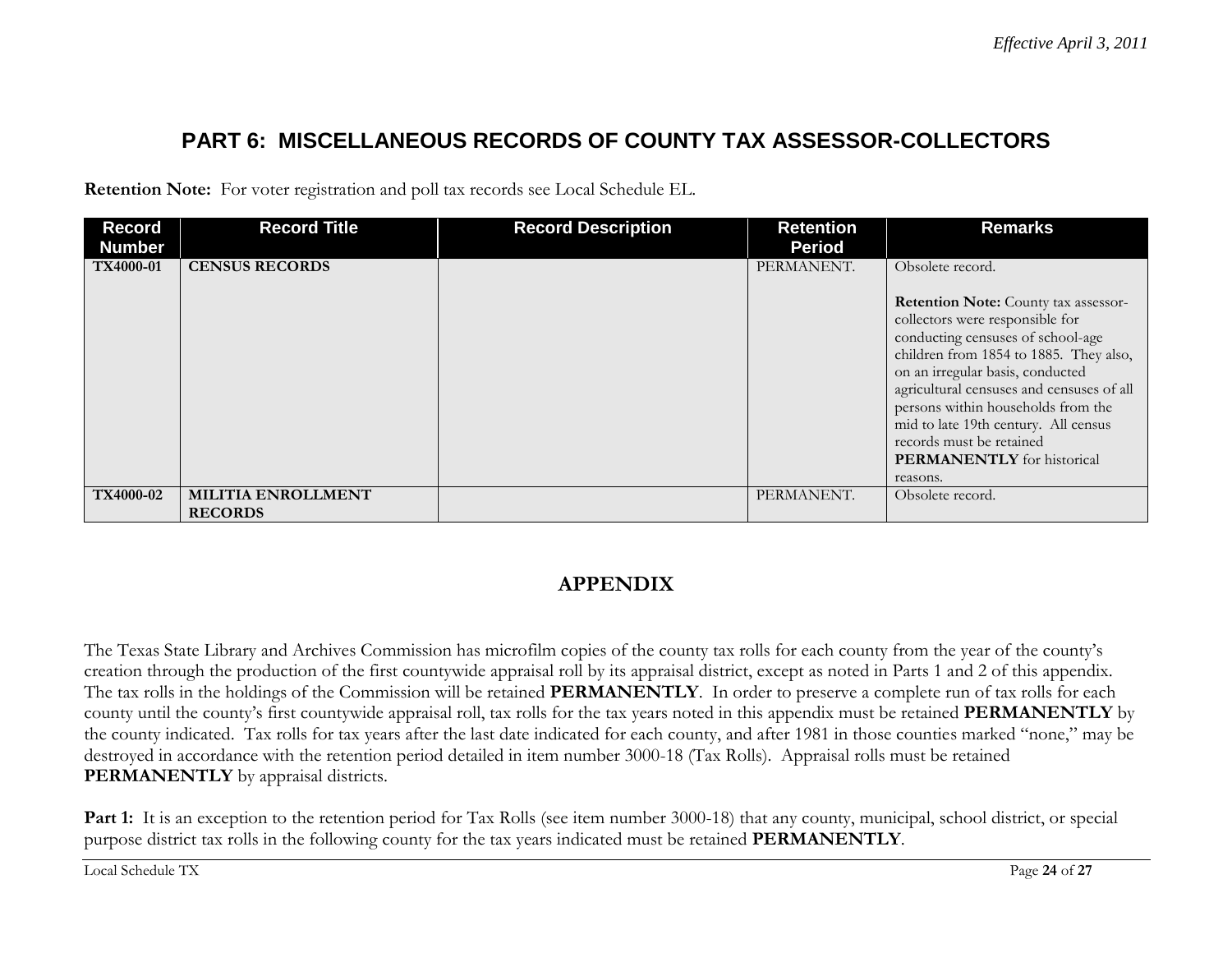# PART 6: MISCELLANEOUS RECORDS OF COUNTY TAX ASSESSOR-COLLECTORS

**Retention Note:** For voter registration and poll tax records see Local Schedule EL.

| Record Number | Record Title | Record Description | Retention Period | Remarks |
|---|---|---|---|---|
| **TX4000-01** | **CENSUS RECORDS** | | PERMANENT. | Obsolete record.<br><br>**Retention Note:** County tax assessor-collectors were responsible for conducting censuses of school-age children from 1854 to 1885. They also, on an irregular basis, conducted agricultural censuses and censuses of all persons within households from the mid to late 19th century. All census records must be retained **PERMANENTLY** for historical reasons. |
| **TX4000-02** | **MILITIA ENROLLMENT RECORDS** | | PERMANENT. | Obsolete record. |

## APPENDIX

The Texas State Library and Archives Commission has microfilm copies of the county tax rolls for each county from the year of the county's creation through the production of the first countywide appraisal roll by its appraisal district, except as noted in Parts 1 and 2 of this appendix. The tax rolls in the holdings of the Commission will be retained **PERMANENTLY**. In order to preserve a complete run of tax rolls for each county until the county's first countywide appraisal roll, tax rolls for the tax years noted in this appendix must be retained **PERMANENTLY** by the county indicated. Tax rolls for tax years after the last date indicated for each county, and after 1981 in those counties marked "none," may be destroyed in accordance with the retention period detailed in item number 3000-18 (Tax Rolls). Appraisal rolls must be retained **PERMANENTLY** by appraisal districts.

**Part 1:** It is an exception to the retention period for Tax Rolls (see item number 3000-18) that any county, municipal, school district, or special purpose district tax rolls in the following county for the tax years indicated must be retained **PERMANENTLY**.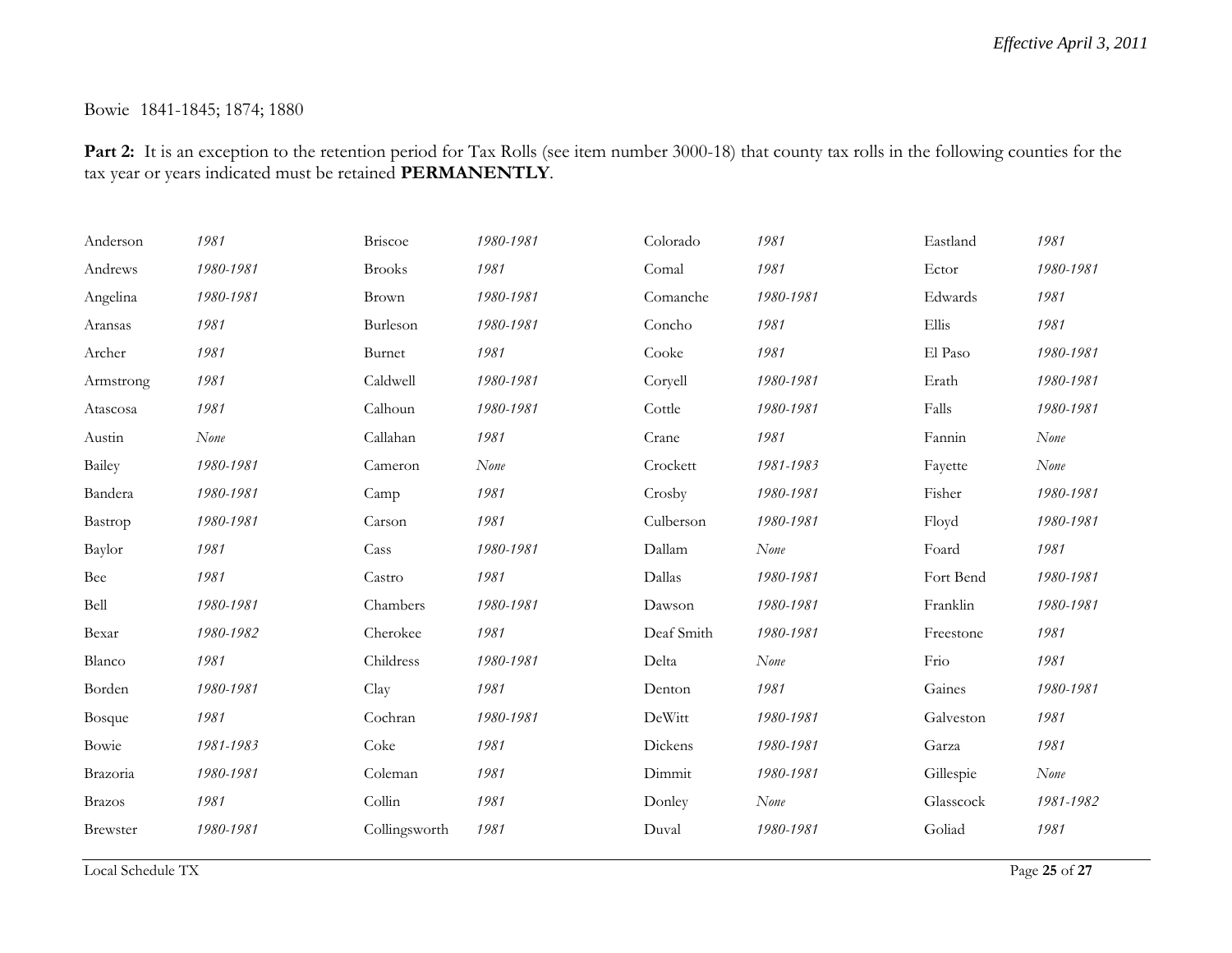Bowie 1841-1845; 1874; 1880

**Part 2:** It is an exception to the retention period for Tax Rolls (see item number 3000-18) that county tax rolls in the following counties for the tax year or years indicated must be retained **PERMANENTLY**.

| | | | | | | | |
|---|---|---|---|---|---|---|---|
| Anderson | *1981* | Briscoe | *1980-1981* | Colorado | *1981* | Eastland | *1981* |
| Andrews | *1980-1981* | Brooks | *1981* | Comal | *1981* | Ector | *1980-1981* |
| Angelina | *1980-1981* | Brown | *1980-1981* | Comanche | *1980-1981* | Edwards | *1981* |
| Aransas | *1981* | Burleson | *1980-1981* | Concho | *1981* | Ellis | *1981* |
| Archer | *1981* | Burnet | *1981* | Cooke | *1981* | El Paso | *1980-1981* |
| Armstrong | *1981* | Caldwell | *1980-1981* | Coryell | *1980-1981* | Erath | *1980-1981* |
| Atascosa | *1981* | Calhoun | *1980-1981* | Cottle | *1980-1981* | Falls | *1980-1981* |
| Austin | *None* | Callahan | *1981* | Crane | *1981* | Fannin | *None* |
| Bailey | *1980-1981* | Cameron | *None* | Crockett | *1981-1983* | Fayette | *None* |
| Bandera | *1980-1981* | Camp | *1981* | Crosby | *1980-1981* | Fisher | *1980-1981* |
| Bastrop | *1980-1981* | Carson | *1981* | Culberson | *1980-1981* | Floyd | *1980-1981* |
| Baylor | *1981* | Cass | *1980-1981* | Dallam | *None* | Foard | *1981* |
| Bee | *1981* | Castro | *1981* | Dallas | *1980-1981* | Fort Bend | *1980-1981* |
| Bell | *1980-1981* | Chambers | *1980-1981* | Dawson | *1980-1981* | Franklin | *1980-1981* |
| Bexar | *1980-1982* | Cherokee | *1981* | Deaf Smith | *1980-1981* | Freestone | *1981* |
| Blanco | *1981* | Childress | *1980-1981* | Delta | *None* | Frio | *1981* |
| Borden | *1980-1981* | Clay | *1981* | Denton | *1981* | Gaines | *1980-1981* |
| Bosque | *1981* | Cochran | *1980-1981* | DeWitt | *1980-1981* | Galveston | *1981* |
| Bowie | *1981-1983* | Coke | *1981* | Dickens | *1980-1981* | Garza | *1981* |
| Brazoria | *1980-1981* | Coleman | *1981* | Dimmit | *1980-1981* | Gillespie | *None* |
| Brazos | *1981* | Collin | *1981* | Donley | *None* | Glasscock | *1981-1982* |
| Brewster | *1980-1981* | Collingsworth | *1981* | Duval | *1980-1981* | Goliad | *1981* |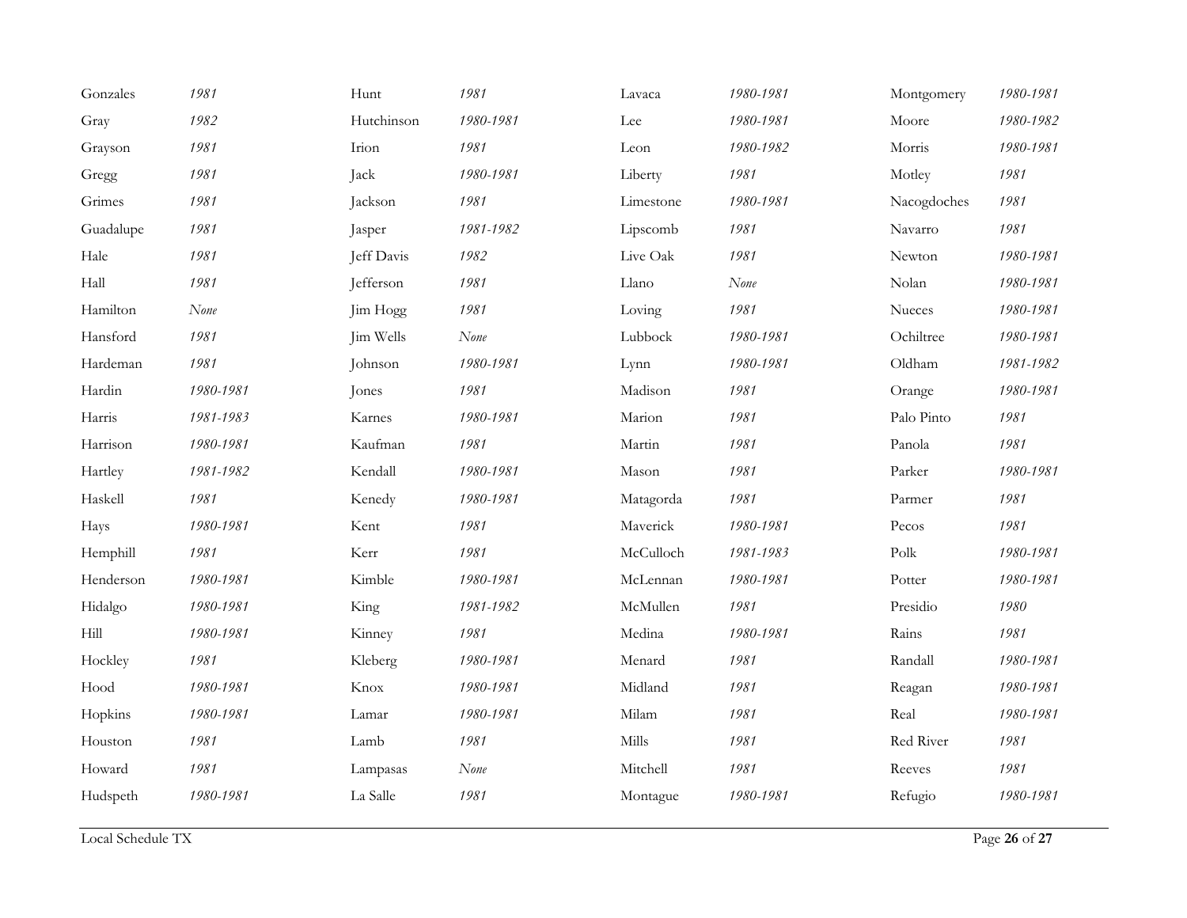| | | | | | | | |
|---|---|---|---|---|---|---|---|
| Gonzales | *1981* | Hunt | *1981* | Lavaca | *1980-1981* | Montgomery | *1980-1981* |
| Gray | *1982* | Hutchinson | *1980-1981* | Lee | *1980-1981* | Moore | *1980-1982* |
| Grayson | *1981* | Irion | *1981* | Leon | *1980-1982* | Morris | *1980-1981* |
| Gregg | *1981* | Jack | *1980-1981* | Liberty | *1981* | Motley | *1981* |
| Grimes | *1981* | Jackson | *1981* | Limestone | *1980-1981* | Nacogdoches | *1981* |
| Guadalupe | *1981* | Jasper | *1981-1982* | Lipscomb | *1981* | Navarro | *1981* |
| Hale | *1981* | Jeff Davis | *1982* | Live Oak | *1981* | Newton | *1980-1981* |
| Hall | *1981* | Jefferson | *1981* | Llano | *None* | Nolan | *1980-1981* |
| Hamilton | *None* | Jim Hogg | *1981* | Loving | *1981* | Nueces | *1980-1981* |
| Hansford | *1981* | Jim Wells | *None* | Lubbock | *1980-1981* | Ochiltree | *1980-1981* |
| Hardeman | *1981* | Johnson | *1980-1981* | Lynn | *1980-1981* | Oldham | *1981-1982* |
| Hardin | *1980-1981* | Jones | *1981* | Madison | *1981* | Orange | *1980-1981* |
| Harris | *1981-1983* | Karnes | *1980-1981* | Marion | *1981* | Palo Pinto | *1981* |
| Harrison | *1980-1981* | Kaufman | *1981* | Martin | *1981* | Panola | *1981* |
| Hartley | *1981-1982* | Kendall | *1980-1981* | Mason | *1981* | Parker | *1980-1981* |
| Haskell | *1981* | Kenedy | *1980-1981* | Matagorda | *1981* | Parmer | *1981* |
| Hays | *1980-1981* | Kent | *1981* | Maverick | *1980-1981* | Pecos | *1981* |
| Hemphill | *1981* | Kerr | *1981* | McCulloch | *1981-1983* | Polk | *1980-1981* |
| Henderson | *1980-1981* | Kimble | *1980-1981* | McLennan | *1980-1981* | Potter | *1980-1981* |
| Hidalgo | *1980-1981* | King | *1981-1982* | McMullen | *1981* | Presidio | *1980* |
| Hill | *1980-1981* | Kinney | *1981* | Medina | *1980-1981* | Rains | *1981* |
| Hockley | *1981* | Kleberg | *1980-1981* | Menard | *1981* | Randall | *1980-1981* |
| Hood | *1980-1981* | Knox | *1980-1981* | Midland | *1981* | Reagan | *1980-1981* |
| Hopkins | *1980-1981* | Lamar | *1980-1981* | Milam | *1981* | Real | *1980-1981* |
| Houston | *1981* | Lamb | *1981* | Mills | *1981* | Red River | *1981* |
| Howard | *1981* | Lampasas | *None* | Mitchell | *1981* | Reeves | *1981* |
| Hudspeth | *1980-1981* | La Salle | *1981* | Montague | *1980-1981* | Refugio | *1980-1981* |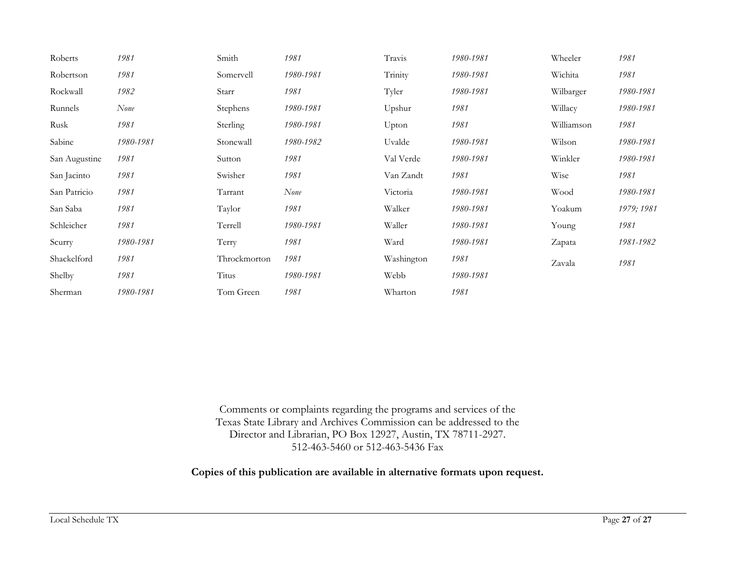| | | | | | | | |
|---|---|---|---|---|---|---|---|
| Roberts | *1981* | Smith | *1981* | Travis | *1980-1981* | Wheeler | *1981* |
| Robertson | *1981* | Somervell | *1980-1981* | Trinity | *1980-1981* | Wichita | *1981* |
| Rockwall | *1982* | Starr | *1981* | Tyler | *1980-1981* | Wilbarger | *1980-1981* |
| Runnels | *None* | Stephens | *1980-1981* | Upshur | *1981* | Willacy | *1980-1981* |
| Rusk | *1981* | Sterling | *1980-1981* | Upton | *1981* | Williamson | *1981* |
| Sabine | *1980-1981* | Stonewall | *1980-1982* | Uvalde | *1980-1981* | Wilson | *1980-1981* |
| San Augustine | *1981* | Sutton | *1981* | Val Verde | *1980-1981* | Winkler | *1980-1981* |
| San Jacinto | *1981* | Swisher | *1981* | Van Zandt | *1981* | Wise | *1981* |
| San Patricio | *1981* | Tarrant | *None* | Victoria | *1980-1981* | Wood | *1980-1981* |
| San Saba | *1981* | Taylor | *1981* | Walker | *1980-1981* | Yoakum | *1979; 1981* |
| Schleicher | *1981* | Terrell | *1980-1981* | Waller | *1980-1981* | Young | *1981* |
| Scurry | *1980-1981* | Terry | *1981* | Ward | *1980-1981* | Zapata | *1981-1982* |
| Shackelford | *1981* | Throckmorton | *1981* | Washington | *1981* | Zavala | *1981* |
| Shelby | *1981* | Titus | *1980-1981* | Webb | *1980-1981* | | |
| Sherman | *1980-1981* | Tom Green | *1981* | Wharton | *1981* | | |

Comments or complaints regarding the programs and services of the Texas State Library and Archives Commission can be addressed to the Director and Librarian, PO Box 12927, Austin, TX 78711-2927. 512-463-5460 or 512-463-5436 Fax

**Copies of this publication are available in alternative formats upon request.**